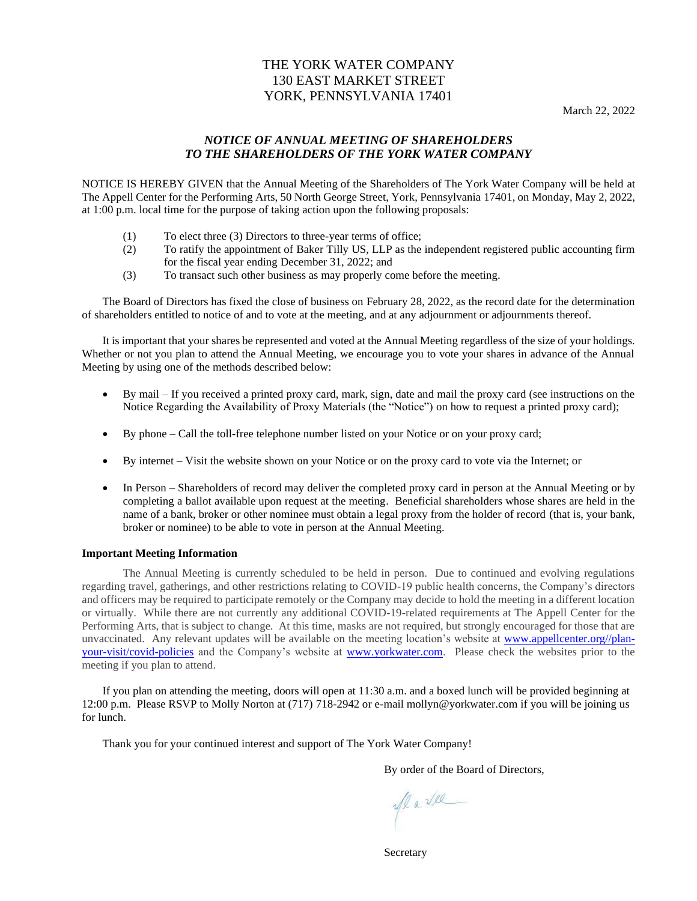THE YORK WATER COMPANY
130 EAST MARKET STREET
YORK, PENNSYLVANIA 17401

March 22, 2022

## *NOTICE OF ANNUAL MEETING OF SHAREHOLDERS TO THE SHAREHOLDERS OF THE YORK WATER COMPANY*

NOTICE IS HEREBY GIVEN that the Annual Meeting of the Shareholders of The York Water Company will be held at The Appell Center for the Performing Arts, 50 North George Street, York, Pennsylvania 17401, on Monday, May 2, 2022, at 1:00 p.m. local time for the purpose of taking action upon the following proposals:

(1) To elect three (3) Directors to three-year terms of office;
(2) To ratify the appointment of Baker Tilly US, LLP as the independent registered public accounting firm for the fiscal year ending December 31, 2022; and
(3) To transact such other business as may properly come before the meeting.

The Board of Directors has fixed the close of business on February 28, 2022, as the record date for the determination of shareholders entitled to notice of and to vote at the meeting, and at any adjournment or adjournments thereof.

It is important that your shares be represented and voted at the Annual Meeting regardless of the size of your holdings. Whether or not you plan to attend the Annual Meeting, we encourage you to vote your shares in advance of the Annual Meeting by using one of the methods described below:

- By mail – If you received a printed proxy card, mark, sign, date and mail the proxy card (see instructions on the Notice Regarding the Availability of Proxy Materials (the "Notice") on how to request a printed proxy card);
- By phone – Call the toll-free telephone number listed on your Notice or on your proxy card;
- By internet – Visit the website shown on your Notice or on the proxy card to vote via the Internet; or
- In Person – Shareholders of record may deliver the completed proxy card in person at the Annual Meeting or by completing a ballot available upon request at the meeting. Beneficial shareholders whose shares are held in the name of a bank, broker or other nominee must obtain a legal proxy from the holder of record (that is, your bank, broker or nominee) to be able to vote in person at the Annual Meeting.

**Important Meeting Information**

The Annual Meeting is currently scheduled to be held in person. Due to continued and evolving regulations regarding travel, gatherings, and other restrictions relating to COVID-19 public health concerns, the Company's directors and officers may be required to participate remotely or the Company may decide to hold the meeting in a different location or virtually. While there are not currently any additional COVID-19-related requirements at The Appell Center for the Performing Arts, that is subject to change. At this time, masks are not required, but strongly encouraged for those that are unvaccinated. Any relevant updates will be available on the meeting location's website at www.appellcenter.org//plan-your-visit/covid-policies and the Company's website at www.yorkwater.com. Please check the websites prior to the meeting if you plan to attend.

If you plan on attending the meeting, doors will open at 11:30 a.m. and a boxed lunch will be provided beginning at 12:00 p.m. Please RSVP to Molly Norton at (717) 718-2942 or e-mail mollyn@yorkwater.com if you will be joining us for lunch.

Thank you for your continued interest and support of The York Water Company!

By order of the Board of Directors,

Secretary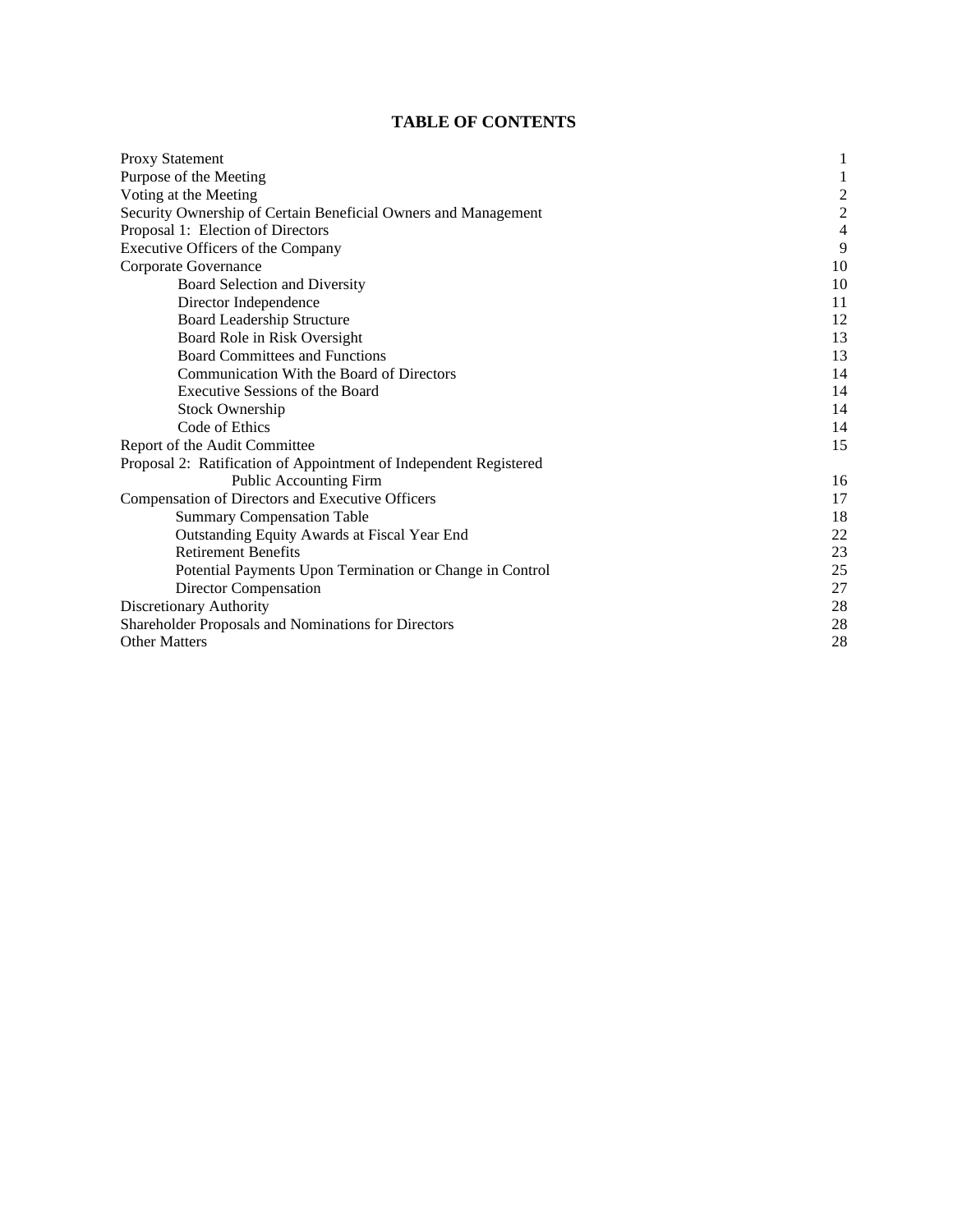# TABLE OF CONTENTS

| | |
|---|---|
| Proxy Statement | 1 |
| Purpose of the Meeting | 1 |
| Voting at the Meeting | 2 |
| Security Ownership of Certain Beneficial Owners and Management | 2 |
| Proposal 1: Election of Directors | 4 |
| Executive Officers of the Company | 9 |
| Corporate Governance | 10 |
| Board Selection and Diversity | 10 |
| Director Independence | 11 |
| Board Leadership Structure | 12 |
| Board Role in Risk Oversight | 13 |
| Board Committees and Functions | 13 |
| Communication With the Board of Directors | 14 |
| Executive Sessions of the Board | 14 |
| Stock Ownership | 14 |
| Code of Ethics | 14 |
| Report of the Audit Committee | 15 |
| Proposal 2: Ratification of Appointment of Independent Registered Public Accounting Firm | 16 |
| Compensation of Directors and Executive Officers | 17 |
| Summary Compensation Table | 18 |
| Outstanding Equity Awards at Fiscal Year End | 22 |
| Retirement Benefits | 23 |
| Potential Payments Upon Termination or Change in Control | 25 |
| Director Compensation | 27 |
| Discretionary Authority | 28 |
| Shareholder Proposals and Nominations for Directors | 28 |
| Other Matters | 28 |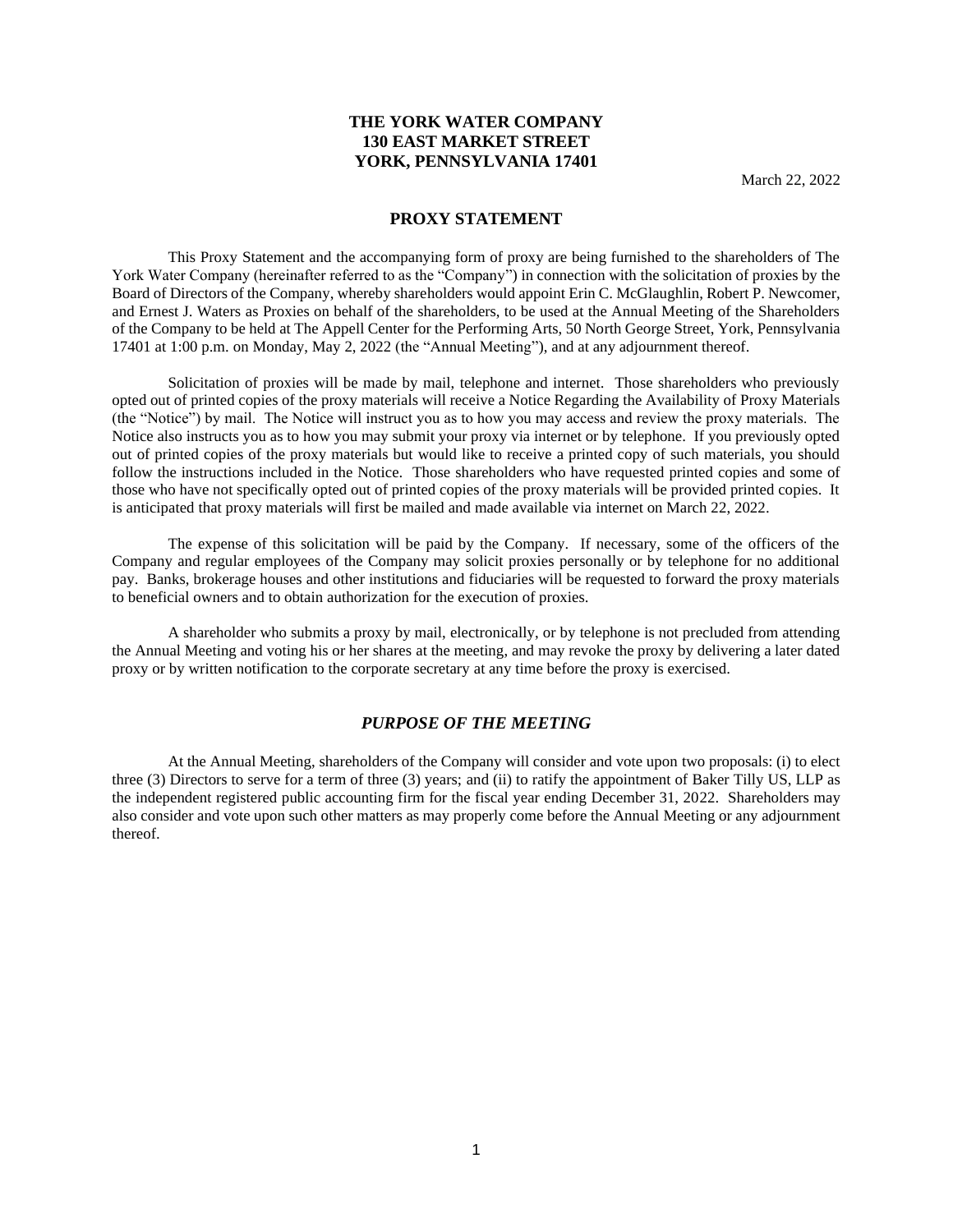**THE YORK WATER COMPANY**
**130 EAST MARKET STREET**
**YORK, PENNSYLVANIA 17401**

March 22, 2022

## PROXY STATEMENT

This Proxy Statement and the accompanying form of proxy are being furnished to the shareholders of The York Water Company (hereinafter referred to as the "Company") in connection with the solicitation of proxies by the Board of Directors of the Company, whereby shareholders would appoint Erin C. McGlaughlin, Robert P. Newcomer, and Ernest J. Waters as Proxies on behalf of the shareholders, to be used at the Annual Meeting of the Shareholders of the Company to be held at The Appell Center for the Performing Arts, 50 North George Street, York, Pennsylvania 17401 at 1:00 p.m. on Monday, May 2, 2022 (the "Annual Meeting"), and at any adjournment thereof.

Solicitation of proxies will be made by mail, telephone and internet. Those shareholders who previously opted out of printed copies of the proxy materials will receive a Notice Regarding the Availability of Proxy Materials (the "Notice") by mail. The Notice will instruct you as to how you may access and review the proxy materials. The Notice also instructs you as to how you may submit your proxy via internet or by telephone. If you previously opted out of printed copies of the proxy materials but would like to receive a printed copy of such materials, you should follow the instructions included in the Notice. Those shareholders who have requested printed copies and some of those who have not specifically opted out of printed copies of the proxy materials will be provided printed copies. It is anticipated that proxy materials will first be mailed and made available via internet on March 22, 2022.

The expense of this solicitation will be paid by the Company. If necessary, some of the officers of the Company and regular employees of the Company may solicit proxies personally or by telephone for no additional pay. Banks, brokerage houses and other institutions and fiduciaries will be requested to forward the proxy materials to beneficial owners and to obtain authorization for the execution of proxies.

A shareholder who submits a proxy by mail, electronically, or by telephone is not precluded from attending the Annual Meeting and voting his or her shares at the meeting, and may revoke the proxy by delivering a later dated proxy or by written notification to the corporate secretary at any time before the proxy is exercised.

### *PURPOSE OF THE MEETING*

At the Annual Meeting, shareholders of the Company will consider and vote upon two proposals: (i) to elect three (3) Directors to serve for a term of three (3) years; and (ii) to ratify the appointment of Baker Tilly US, LLP as the independent registered public accounting firm for the fiscal year ending December 31, 2022. Shareholders may also consider and vote upon such other matters as may properly come before the Annual Meeting or any adjournment thereof.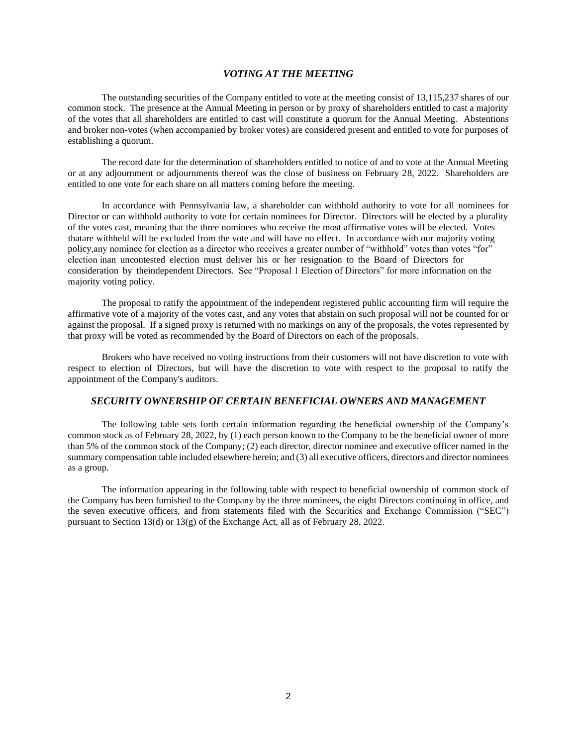## *VOTING AT THE MEETING*

The outstanding securities of the Company entitled to vote at the meeting consist of 13,115,237 shares of our common stock. The presence at the Annual Meeting in person or by proxy of shareholders entitled to cast a majority of the votes that all shareholders are entitled to cast will constitute a quorum for the Annual Meeting. Abstentions and broker non-votes (when accompanied by broker votes) are considered present and entitled to vote for purposes of establishing a quorum.

The record date for the determination of shareholders entitled to notice of and to vote at the Annual Meeting or at any adjournment or adjournments thereof was the close of business on February 28, 2022. Shareholders are entitled to one vote for each share on all matters coming before the meeting.

In accordance with Pennsylvania law, a shareholder can withhold authority to vote for all nominees for Director or can withhold authority to vote for certain nominees for Director. Directors will be elected by a plurality of the votes cast, meaning that the three nominees who receive the most affirmative votes will be elected. Votes thatare withheld will be excluded from the vote and will have no effect. In accordance with our majority voting policy,any nominee for election as a director who receives a greater number of "withhold" votes than votes "for" election inan uncontested election must deliver his or her resignation to the Board of Directors for consideration by theindependent Directors. See "Proposal 1 Election of Directors" for more information on the majority voting policy.

The proposal to ratify the appointment of the independent registered public accounting firm will require the affirmative vote of a majority of the votes cast, and any votes that abstain on such proposal will not be counted for or against the proposal. If a signed proxy is returned with no markings on any of the proposals, the votes represented by that proxy will be voted as recommended by the Board of Directors on each of the proposals.

Brokers who have received no voting instructions from their customers will not have discretion to vote with respect to election of Directors, but will have the discretion to vote with respect to the proposal to ratify the appointment of the Company's auditors.

## *SECURITY OWNERSHIP OF CERTAIN BENEFICIAL OWNERS AND MANAGEMENT*

The following table sets forth certain information regarding the beneficial ownership of the Company's common stock as of February 28, 2022, by (1) each person known to the Company to be the beneficial owner of more than 5% of the common stock of the Company; (2) each director, director nominee and executive officer named in the summary compensation table included elsewhere herein; and (3) all executive officers, directors and director nominees as a group.

The information appearing in the following table with respect to beneficial ownership of common stock of the Company has been furnished to the Company by the three nominees, the eight Directors continuing in office, and the seven executive officers, and from statements filed with the Securities and Exchange Commission ("SEC") pursuant to Section 13(d) or 13(g) of the Exchange Act, all as of February 28, 2022.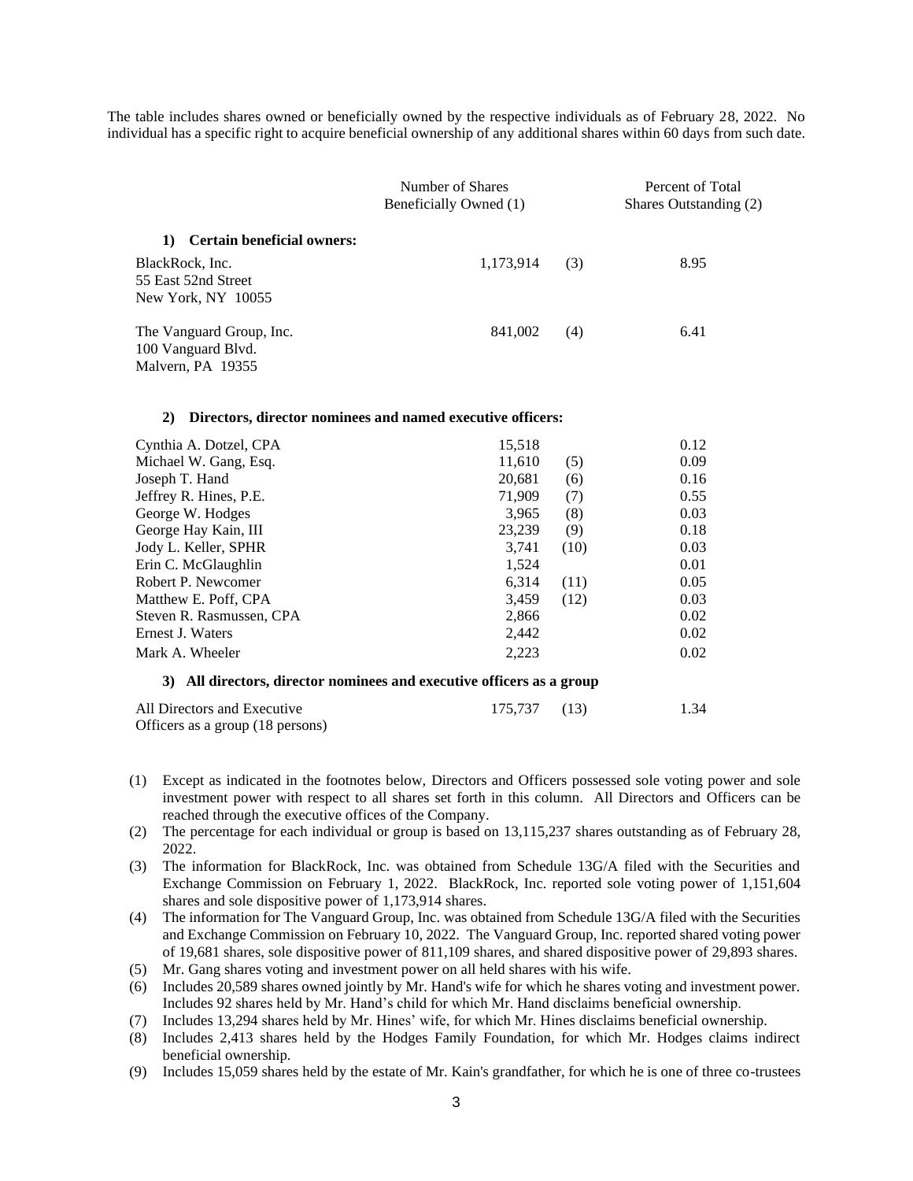The table includes shares owned or beneficially owned by the respective individuals as of February 28, 2022. No individual has a specific right to acquire beneficial ownership of any additional shares within 60 days from such date.

| | Number of Shares Beneficially Owned (1) | | Percent of Total Shares Outstanding (2) |
|---|---|---|---|
| **1) Certain beneficial owners:** | | | |
| BlackRock, Inc.<br>55 East 52nd Street<br>New York, NY 10055 | 1,173,914 | (3) | 8.95 |
| The Vanguard Group, Inc.<br>100 Vanguard Blvd.<br>Malvern, PA 19355 | 841,002 | (4) | 6.41 |
| **2) Directors, director nominees and named executive officers:** | | | |
| Cynthia A. Dotzel, CPA | 15,518 | | 0.12 |
| Michael W. Gang, Esq. | 11,610 | (5) | 0.09 |
| Joseph T. Hand | 20,681 | (6) | 0.16 |
| Jeffrey R. Hines, P.E. | 71,909 | (7) | 0.55 |
| George W. Hodges | 3,965 | (8) | 0.03 |
| George Hay Kain, III | 23,239 | (9) | 0.18 |
| Jody L. Keller, SPHR | 3,741 | (10) | 0.03 |
| Erin C. McGlaughlin | 1,524 | | 0.01 |
| Robert P. Newcomer | 6,314 | (11) | 0.05 |
| Matthew E. Poff, CPA | 3,459 | (12) | 0.03 |
| Steven R. Rasmussen, CPA | 2,866 | | 0.02 |
| Ernest J. Waters | 2,442 | | 0.02 |
| Mark A. Wheeler | 2,223 | | 0.02 |
| **3) All directors, director nominees and executive officers as a group** | | | |
| All Directors and Executive Officers as a group (18 persons) | 175,737 | (13) | 1.34 |

(1) Except as indicated in the footnotes below, Directors and Officers possessed sole voting power and sole investment power with respect to all shares set forth in this column. All Directors and Officers can be reached through the executive offices of the Company.

(2) The percentage for each individual or group is based on 13,115,237 shares outstanding as of February 28, 2022.

(3) The information for BlackRock, Inc. was obtained from Schedule 13G/A filed with the Securities and Exchange Commission on February 1, 2022. BlackRock, Inc. reported sole voting power of 1,151,604 shares and sole dispositive power of 1,173,914 shares.

(4) The information for The Vanguard Group, Inc. was obtained from Schedule 13G/A filed with the Securities and Exchange Commission on February 10, 2022. The Vanguard Group, Inc. reported shared voting power of 19,681 shares, sole dispositive power of 811,109 shares, and shared dispositive power of 29,893 shares.

(5) Mr. Gang shares voting and investment power on all held shares with his wife.

(6) Includes 20,589 shares owned jointly by Mr. Hand's wife for which he shares voting and investment power. Includes 92 shares held by Mr. Hand's child for which Mr. Hand disclaims beneficial ownership.

(7) Includes 13,294 shares held by Mr. Hines' wife, for which Mr. Hines disclaims beneficial ownership.

(8) Includes 2,413 shares held by the Hodges Family Foundation, for which Mr. Hodges claims indirect beneficial ownership.

(9) Includes 15,059 shares held by the estate of Mr. Kain's grandfather, for which he is one of three co-trustees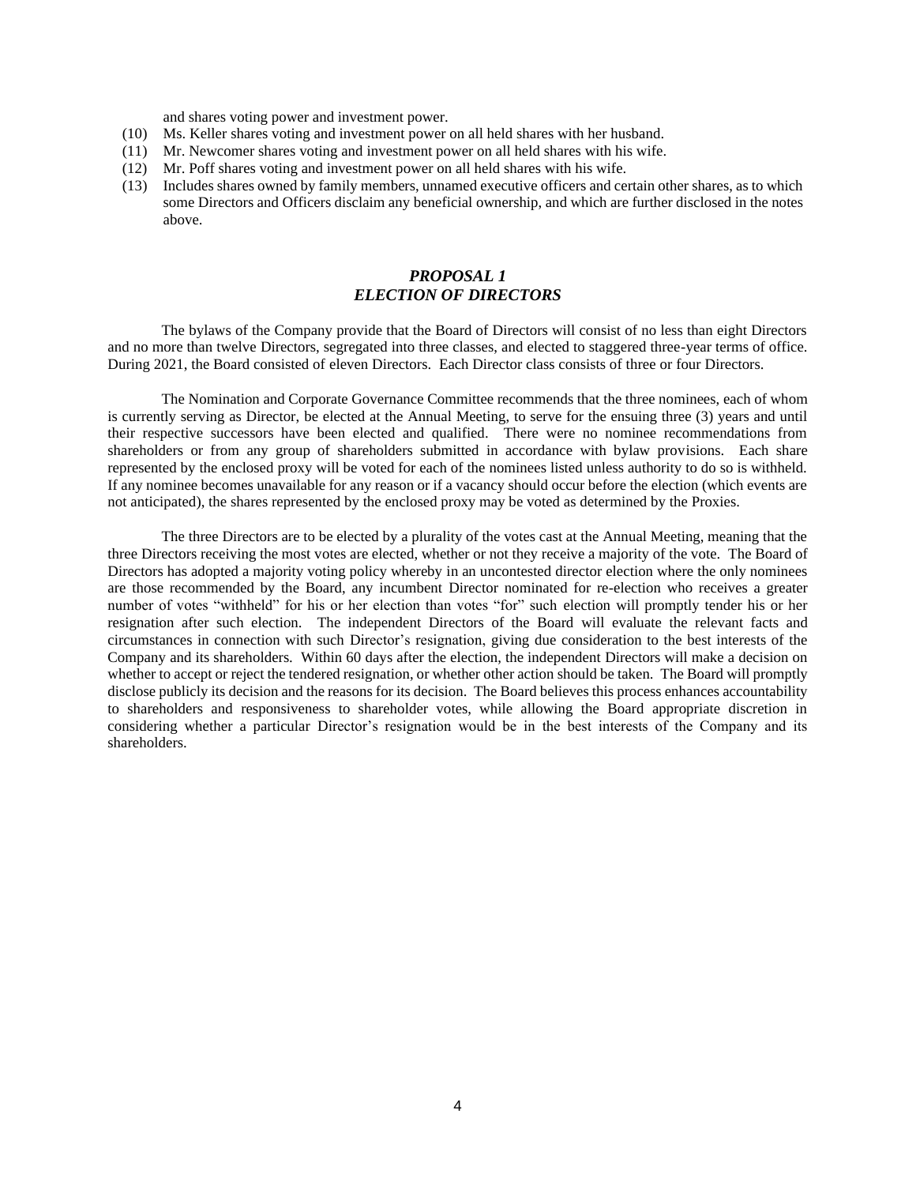and shares voting power and investment power.

(10) Ms. Keller shares voting and investment power on all held shares with her husband.

(11) Mr. Newcomer shares voting and investment power on all held shares with his wife.

(12) Mr. Poff shares voting and investment power on all held shares with his wife.

(13) Includes shares owned by family members, unnamed executive officers and certain other shares, as to which some Directors and Officers disclaim any beneficial ownership, and which are further disclosed in the notes above.

## *PROPOSAL 1*
## *ELECTION OF DIRECTORS*

The bylaws of the Company provide that the Board of Directors will consist of no less than eight Directors and no more than twelve Directors, segregated into three classes, and elected to staggered three-year terms of office. During 2021, the Board consisted of eleven Directors. Each Director class consists of three or four Directors.

The Nomination and Corporate Governance Committee recommends that the three nominees, each of whom is currently serving as Director, be elected at the Annual Meeting, to serve for the ensuing three (3) years and until their respective successors have been elected and qualified. There were no nominee recommendations from shareholders or from any group of shareholders submitted in accordance with bylaw provisions. Each share represented by the enclosed proxy will be voted for each of the nominees listed unless authority to do so is withheld. If any nominee becomes unavailable for any reason or if a vacancy should occur before the election (which events are not anticipated), the shares represented by the enclosed proxy may be voted as determined by the Proxies.

The three Directors are to be elected by a plurality of the votes cast at the Annual Meeting, meaning that the three Directors receiving the most votes are elected, whether or not they receive a majority of the vote. The Board of Directors has adopted a majority voting policy whereby in an uncontested director election where the only nominees are those recommended by the Board, any incumbent Director nominated for re-election who receives a greater number of votes "withheld" for his or her election than votes "for" such election will promptly tender his or her resignation after such election. The independent Directors of the Board will evaluate the relevant facts and circumstances in connection with such Director's resignation, giving due consideration to the best interests of the Company and its shareholders. Within 60 days after the election, the independent Directors will make a decision on whether to accept or reject the tendered resignation, or whether other action should be taken. The Board will promptly disclose publicly its decision and the reasons for its decision. The Board believes this process enhances accountability to shareholders and responsiveness to shareholder votes, while allowing the Board appropriate discretion in considering whether a particular Director's resignation would be in the best interests of the Company and its shareholders.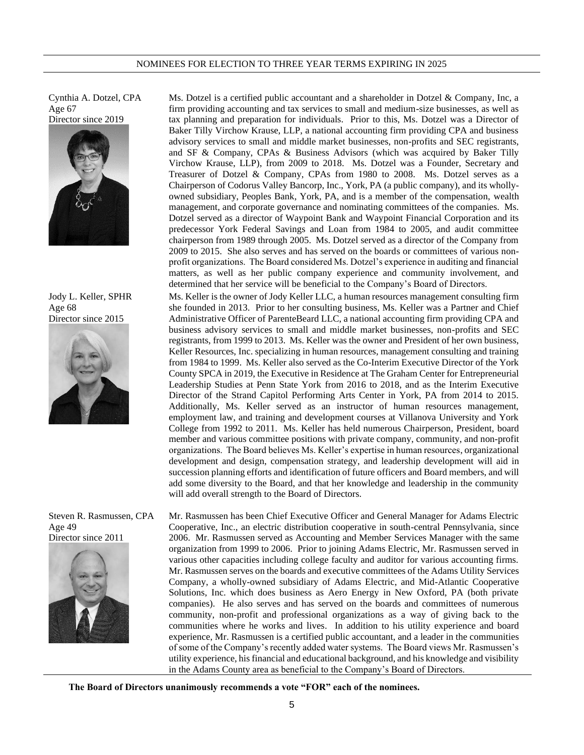## NOMINEES FOR ELECTION TO THREE YEAR TERMS EXPIRING IN 2025

**Cynthia A. Dotzel, CPA**
Age 67
Director since 2019

Ms. Dotzel is a certified public accountant and a shareholder in Dotzel & Company, Inc, a firm providing accounting and tax services to small and medium-size businesses, as well as tax planning and preparation for individuals. Prior to this, Ms. Dotzel was a Director of Baker Tilly Virchow Krause, LLP, a national accounting firm providing CPA and business advisory services to small and middle market businesses, non-profits and SEC registrants, and SF & Company, CPAs & Business Advisors (which was acquired by Baker Tilly Virchow Krause, LLP), from 2009 to 2018. Ms. Dotzel was a Founder, Secretary and Treasurer of Dotzel & Company, CPAs from 1980 to 2008. Ms. Dotzel serves as a Chairperson of Codorus Valley Bancorp, Inc., York, PA (a public company), and its wholly-owned subsidiary, Peoples Bank, York, PA, and is a member of the compensation, wealth management, and corporate governance and nominating committees of the companies. Ms. Dotzel served as a director of Waypoint Bank and Waypoint Financial Corporation and its predecessor York Federal Savings and Loan from 1984 to 2005, and audit committee chairperson from 1989 through 2005. Ms. Dotzel served as a director of the Company from 2009 to 2015. She also serves and has served on the boards or committees of various non-profit organizations. The Board considered Ms. Dotzel's experience in auditing and financial matters, as well as her public company experience and community involvement, and determined that her service will be beneficial to the Company's Board of Directors.

**Jody L. Keller, SPHR**
Age 68
Director since 2015

Ms. Keller is the owner of Jody Keller LLC, a human resources management consulting firm she founded in 2013. Prior to her consulting business, Ms. Keller was a Partner and Chief Administrative Officer of ParenteBeard LLC, a national accounting firm providing CPA and business advisory services to small and middle market businesses, non-profits and SEC registrants, from 1999 to 2013. Ms. Keller was the owner and President of her own business, Keller Resources, Inc. specializing in human resources, management consulting and training from 1984 to 1999. Ms. Keller also served as the Co-Interim Executive Director of the York County SPCA in 2019, the Executive in Residence at The Graham Center for Entrepreneurial Leadership Studies at Penn State York from 2016 to 2018, and as the Interim Executive Director of the Strand Capitol Performing Arts Center in York, PA from 2014 to 2015. Additionally, Ms. Keller served as an instructor of human resources management, employment law, and training and development courses at Villanova University and York College from 1992 to 2011. Ms. Keller has held numerous Chairperson, President, board member and various committee positions with private company, community, and non-profit organizations. The Board believes Ms. Keller's expertise in human resources, organizational development and design, compensation strategy, and leadership development will aid in succession planning efforts and identification of future officers and Board members, and will add some diversity to the Board, and that her knowledge and leadership in the community will add overall strength to the Board of Directors.

**Steven R. Rasmussen, CPA**
Age 49
Director since 2011

Mr. Rasmussen has been Chief Executive Officer and General Manager for Adams Electric Cooperative, Inc., an electric distribution cooperative in south-central Pennsylvania, since 2006. Mr. Rasmussen served as Accounting and Member Services Manager with the same organization from 1999 to 2006. Prior to joining Adams Electric, Mr. Rasmussen served in various other capacities including college faculty and auditor for various accounting firms. Mr. Rasmussen serves on the boards and executive committees of the Adams Utility Services Company, a wholly-owned subsidiary of Adams Electric, and Mid-Atlantic Cooperative Solutions, Inc. which does business as Aero Energy in New Oxford, PA (both private companies). He also serves and has served on the boards and committees of numerous community, non-profit and professional organizations as a way of giving back to the communities where he works and lives. In addition to his utility experience and board experience, Mr. Rasmussen is a certified public accountant, and a leader in the communities of some of the Company's recently added water systems. The Board views Mr. Rasmussen's utility experience, his financial and educational background, and his knowledge and visibility in the Adams County area as beneficial to the Company's Board of Directors.

**The Board of Directors unanimously recommends a vote "FOR" each of the nominees.**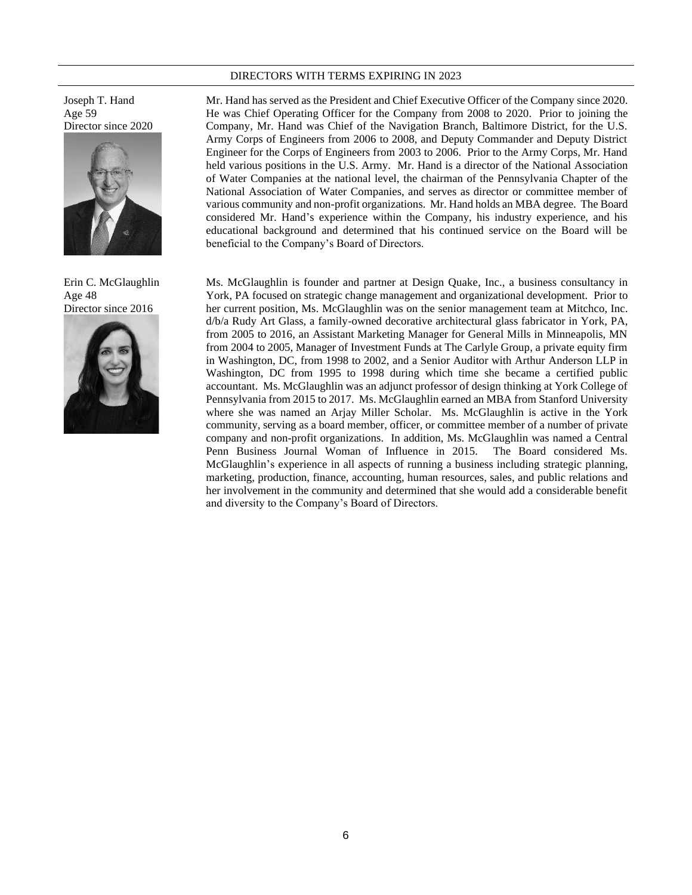## DIRECTORS WITH TERMS EXPIRING IN 2023

**Joseph T. Hand**
Age 59
Director since 2020

Mr. Hand has served as the President and Chief Executive Officer of the Company since 2020. He was Chief Operating Officer for the Company from 2008 to 2020. Prior to joining the Company, Mr. Hand was Chief of the Navigation Branch, Baltimore District, for the U.S. Army Corps of Engineers from 2006 to 2008, and Deputy Commander and Deputy District Engineer for the Corps of Engineers from 2003 to 2006. Prior to the Army Corps, Mr. Hand held various positions in the U.S. Army. Mr. Hand is a director of the National Association of Water Companies at the national level, the chairman of the Pennsylvania Chapter of the National Association of Water Companies, and serves as director or committee member of various community and non-profit organizations. Mr. Hand holds an MBA degree. The Board considered Mr. Hand's experience within the Company, his industry experience, and his educational background and determined that his continued service on the Board will be beneficial to the Company's Board of Directors.

**Erin C. McGlaughlin**
Age 48
Director since 2016

Ms. McGlaughlin is founder and partner at Design Quake, Inc., a business consultancy in York, PA focused on strategic change management and organizational development. Prior to her current position, Ms. McGlaughlin was on the senior management team at Mitchco, Inc. d/b/a Rudy Art Glass, a family-owned decorative architectural glass fabricator in York, PA, from 2005 to 2016, an Assistant Marketing Manager for General Mills in Minneapolis, MN from 2004 to 2005, Manager of Investment Funds at The Carlyle Group, a private equity firm in Washington, DC, from 1998 to 2002, and a Senior Auditor with Arthur Anderson LLP in Washington, DC from 1995 to 1998 during which time she became a certified public accountant. Ms. McGlaughlin was an adjunct professor of design thinking at York College of Pennsylvania from 2015 to 2017. Ms. McGlaughlin earned an MBA from Stanford University where she was named an Arjay Miller Scholar. Ms. McGlaughlin is active in the York community, serving as a board member, officer, or committee member of a number of private company and non-profit organizations. In addition, Ms. McGlaughlin was named a Central Penn Business Journal Woman of Influence in 2015. The Board considered Ms. McGlaughlin's experience in all aspects of running a business including strategic planning, marketing, production, finance, accounting, human resources, sales, and public relations and her involvement in the community and determined that she would add a considerable benefit and diversity to the Company's Board of Directors.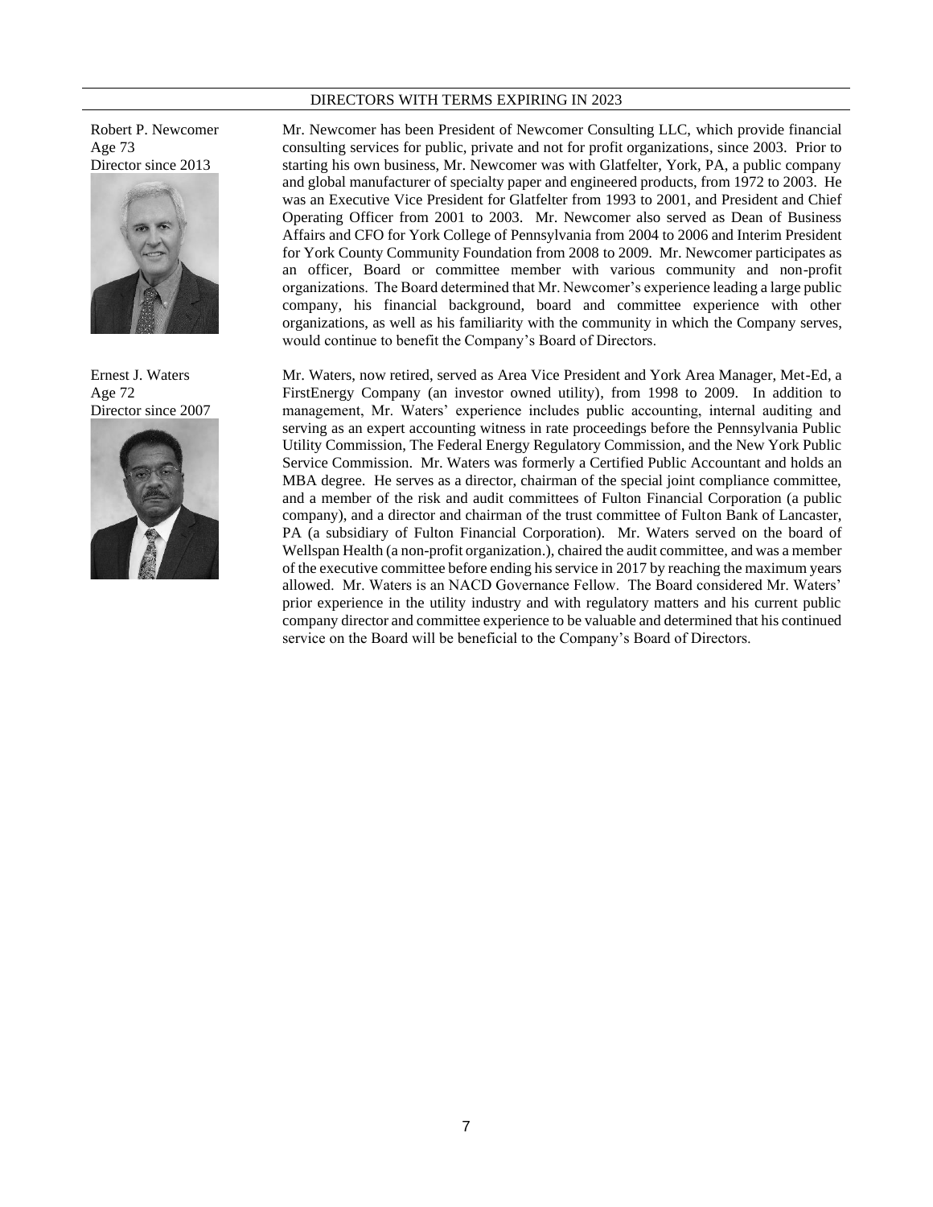## DIRECTORS WITH TERMS EXPIRING IN 2023

Robert P. Newcomer
Age 73
Director since 2013

Mr. Newcomer has been President of Newcomer Consulting LLC, which provide financial consulting services for public, private and not for profit organizations, since 2003. Prior to starting his own business, Mr. Newcomer was with Glatfelter, York, PA, a public company and global manufacturer of specialty paper and engineered products, from 1972 to 2003. He was an Executive Vice President for Glatfelter from 1993 to 2001, and President and Chief Operating Officer from 2001 to 2003. Mr. Newcomer also served as Dean of Business Affairs and CFO for York College of Pennsylvania from 2004 to 2006 and Interim President for York County Community Foundation from 2008 to 2009. Mr. Newcomer participates as an officer, Board or committee member with various community and non-profit organizations. The Board determined that Mr. Newcomer's experience leading a large public company, his financial background, board and committee experience with other organizations, as well as his familiarity with the community in which the Company serves, would continue to benefit the Company's Board of Directors.

Ernest J. Waters
Age 72
Director since 2007

Mr. Waters, now retired, served as Area Vice President and York Area Manager, Met-Ed, a FirstEnergy Company (an investor owned utility), from 1998 to 2009. In addition to management, Mr. Waters' experience includes public accounting, internal auditing and serving as an expert accounting witness in rate proceedings before the Pennsylvania Public Utility Commission, The Federal Energy Regulatory Commission, and the New York Public Service Commission. Mr. Waters was formerly a Certified Public Accountant and holds an MBA degree. He serves as a director, chairman of the special joint compliance committee, and a member of the risk and audit committees of Fulton Financial Corporation (a public company), and a director and chairman of the trust committee of Fulton Bank of Lancaster, PA (a subsidiary of Fulton Financial Corporation). Mr. Waters served on the board of Wellspan Health (a non-profit organization.), chaired the audit committee, and was a member of the executive committee before ending his service in 2017 by reaching the maximum years allowed. Mr. Waters is an NACD Governance Fellow. The Board considered Mr. Waters' prior experience in the utility industry and with regulatory matters and his current public company director and committee experience to be valuable and determined that his continued service on the Board will be beneficial to the Company's Board of Directors.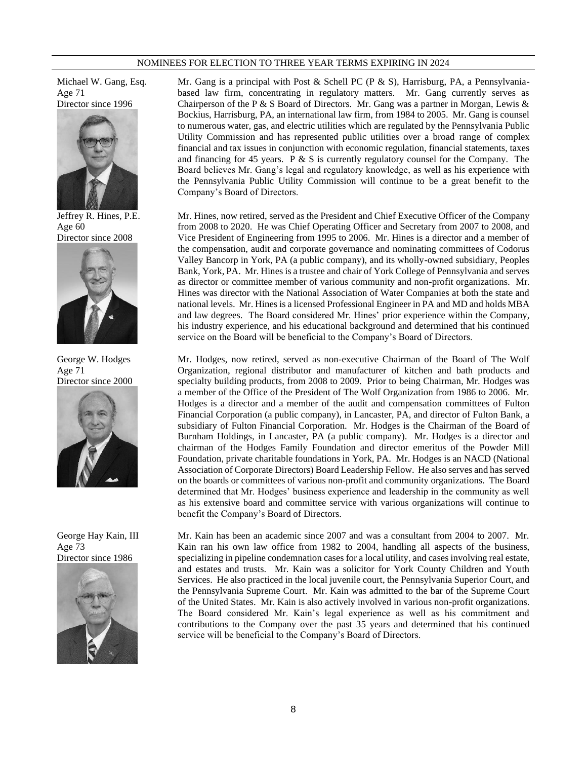## NOMINEES FOR ELECTION TO THREE YEAR TERMS EXPIRING IN 2024

**Michael W. Gang, Esq.**
Age 71
Director since 1996

Mr. Gang is a principal with Post & Schell PC (P & S), Harrisburg, PA, a Pennsylvania-based law firm, concentrating in regulatory matters. Mr. Gang currently serves as Chairperson of the P & S Board of Directors. Mr. Gang was a partner in Morgan, Lewis & Bockius, Harrisburg, PA, an international law firm, from 1984 to 2005. Mr. Gang is counsel to numerous water, gas, and electric utilities which are regulated by the Pennsylvania Public Utility Commission and has represented public utilities over a broad range of complex financial and tax issues in conjunction with economic regulation, financial statements, taxes and financing for 45 years. P & S is currently regulatory counsel for the Company. The Board believes Mr. Gang's legal and regulatory knowledge, as well as his experience with the Pennsylvania Public Utility Commission will continue to be a great benefit to the Company's Board of Directors.

**Jeffrey R. Hines, P.E.**
Age 60
Director since 2008

Mr. Hines, now retired, served as the President and Chief Executive Officer of the Company from 2008 to 2020. He was Chief Operating Officer and Secretary from 2007 to 2008, and Vice President of Engineering from 1995 to 2006. Mr. Hines is a director and a member of the compensation, audit and corporate governance and nominating committees of Codorus Valley Bancorp in York, PA (a public company), and its wholly-owned subsidiary, Peoples Bank, York, PA. Mr. Hines is a trustee and chair of York College of Pennsylvania and serves as director or committee member of various community and non-profit organizations. Mr. Hines was director with the National Association of Water Companies at both the state and national levels. Mr. Hines is a licensed Professional Engineer in PA and MD and holds MBA and law degrees. The Board considered Mr. Hines' prior experience within the Company, his industry experience, and his educational background and determined that his continued service on the Board will be beneficial to the Company's Board of Directors.

**George W. Hodges**
Age 71
Director since 2000

Mr. Hodges, now retired, served as non-executive Chairman of the Board of The Wolf Organization, regional distributor and manufacturer of kitchen and bath products and specialty building products, from 2008 to 2009. Prior to being Chairman, Mr. Hodges was a member of the Office of the President of The Wolf Organization from 1986 to 2006. Mr. Hodges is a director and a member of the audit and compensation committees of Fulton Financial Corporation (a public company), in Lancaster, PA, and director of Fulton Bank, a subsidiary of Fulton Financial Corporation. Mr. Hodges is the Chairman of the Board of Burnham Holdings, in Lancaster, PA (a public company). Mr. Hodges is a director and chairman of the Hodges Family Foundation and director emeritus of the Powder Mill Foundation, private charitable foundations in York, PA. Mr. Hodges is an NACD (National Association of Corporate Directors) Board Leadership Fellow. He also serves and has served on the boards or committees of various non-profit and community organizations. The Board determined that Mr. Hodges' business experience and leadership in the community as well as his extensive board and committee service with various organizations will continue to benefit the Company's Board of Directors.

**George Hay Kain, III**
Age 73
Director since 1986

Mr. Kain has been an academic since 2007 and was a consultant from 2004 to 2007. Mr. Kain ran his own law office from 1982 to 2004, handling all aspects of the business, specializing in pipeline condemnation cases for a local utility, and cases involving real estate, and estates and trusts. Mr. Kain was a solicitor for York County Children and Youth Services. He also practiced in the local juvenile court, the Pennsylvania Superior Court, and the Pennsylvania Supreme Court. Mr. Kain was admitted to the bar of the Supreme Court of the United States. Mr. Kain is also actively involved in various non-profit organizations. The Board considered Mr. Kain's legal experience as well as his commitment and contributions to the Company over the past 35 years and determined that his continued service will be beneficial to the Company's Board of Directors.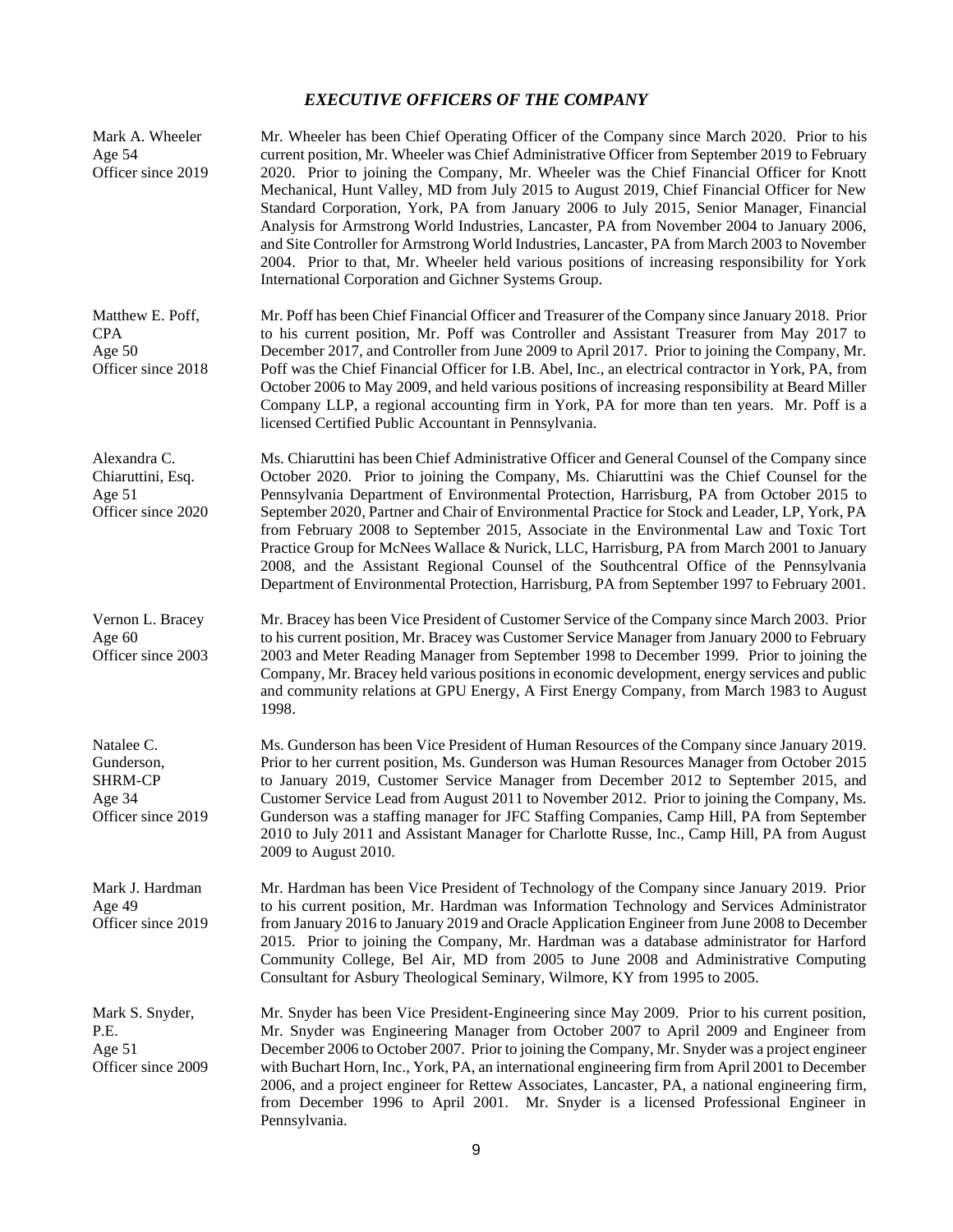## *EXECUTIVE OFFICERS OF THE COMPANY*

**Mark A. Wheeler**
Age 54
Officer since 2019

Mr. Wheeler has been Chief Operating Officer of the Company since March 2020. Prior to his current position, Mr. Wheeler was Chief Administrative Officer from September 2019 to February 2020. Prior to joining the Company, Mr. Wheeler was the Chief Financial Officer for Knott Mechanical, Hunt Valley, MD from July 2015 to August 2019, Chief Financial Officer for New Standard Corporation, York, PA from January 2006 to July 2015, Senior Manager, Financial Analysis for Armstrong World Industries, Lancaster, PA from November 2004 to January 2006, and Site Controller for Armstrong World Industries, Lancaster, PA from March 2003 to November 2004. Prior to that, Mr. Wheeler held various positions of increasing responsibility for York International Corporation and Gichner Systems Group.

**Matthew E. Poff, CPA**
Age 50
Officer since 2018

Mr. Poff has been Chief Financial Officer and Treasurer of the Company since January 2018. Prior to his current position, Mr. Poff was Controller and Assistant Treasurer from May 2017 to December 2017, and Controller from June 2009 to April 2017. Prior to joining the Company, Mr. Poff was the Chief Financial Officer for I.B. Abel, Inc., an electrical contractor in York, PA, from October 2006 to May 2009, and held various positions of increasing responsibility at Beard Miller Company LLP, a regional accounting firm in York, PA for more than ten years. Mr. Poff is a licensed Certified Public Accountant in Pennsylvania.

**Alexandra C. Chiaruttini, Esq.**
Age 51
Officer since 2020

Ms. Chiaruttini has been Chief Administrative Officer and General Counsel of the Company since October 2020. Prior to joining the Company, Ms. Chiaruttini was the Chief Counsel for the Pennsylvania Department of Environmental Protection, Harrisburg, PA from October 2015 to September 2020, Partner and Chair of Environmental Practice for Stock and Leader, LP, York, PA from February 2008 to September 2015, Associate in the Environmental Law and Toxic Tort Practice Group for McNees Wallace & Nurick, LLC, Harrisburg, PA from March 2001 to January 2008, and the Assistant Regional Counsel of the Southcentral Office of the Pennsylvania Department of Environmental Protection, Harrisburg, PA from September 1997 to February 2001.

**Vernon L. Bracey**
Age 60
Officer since 2003

Mr. Bracey has been Vice President of Customer Service of the Company since March 2003. Prior to his current position, Mr. Bracey was Customer Service Manager from January 2000 to February 2003 and Meter Reading Manager from September 1998 to December 1999. Prior to joining the Company, Mr. Bracey held various positions in economic development, energy services and public and community relations at GPU Energy, A First Energy Company, from March 1983 to August 1998.

**Natalee C. Gunderson, SHRM-CP**
Age 34
Officer since 2019

Ms. Gunderson has been Vice President of Human Resources of the Company since January 2019. Prior to her current position, Ms. Gunderson was Human Resources Manager from October 2015 to January 2019, Customer Service Manager from December 2012 to September 2015, and Customer Service Lead from August 2011 to November 2012. Prior to joining the Company, Ms. Gunderson was a staffing manager for JFC Staffing Companies, Camp Hill, PA from September 2010 to July 2011 and Assistant Manager for Charlotte Russe, Inc., Camp Hill, PA from August 2009 to August 2010.

**Mark J. Hardman**
Age 49
Officer since 2019

Mr. Hardman has been Vice President of Technology of the Company since January 2019. Prior to his current position, Mr. Hardman was Information Technology and Services Administrator from January 2016 to January 2019 and Oracle Application Engineer from June 2008 to December 2015. Prior to joining the Company, Mr. Hardman was a database administrator for Harford Community College, Bel Air, MD from 2005 to June 2008 and Administrative Computing Consultant for Asbury Theological Seminary, Wilmore, KY from 1995 to 2005.

**Mark S. Snyder, P.E.**
Age 51
Officer since 2009

Mr. Snyder has been Vice President-Engineering since May 2009. Prior to his current position, Mr. Snyder was Engineering Manager from October 2007 to April 2009 and Engineer from December 2006 to October 2007. Prior to joining the Company, Mr. Snyder was a project engineer with Buchart Horn, Inc., York, PA, an international engineering firm from April 2001 to December 2006, and a project engineer for Rettew Associates, Lancaster, PA, a national engineering firm, from December 1996 to April 2001. Mr. Snyder is a licensed Professional Engineer in Pennsylvania.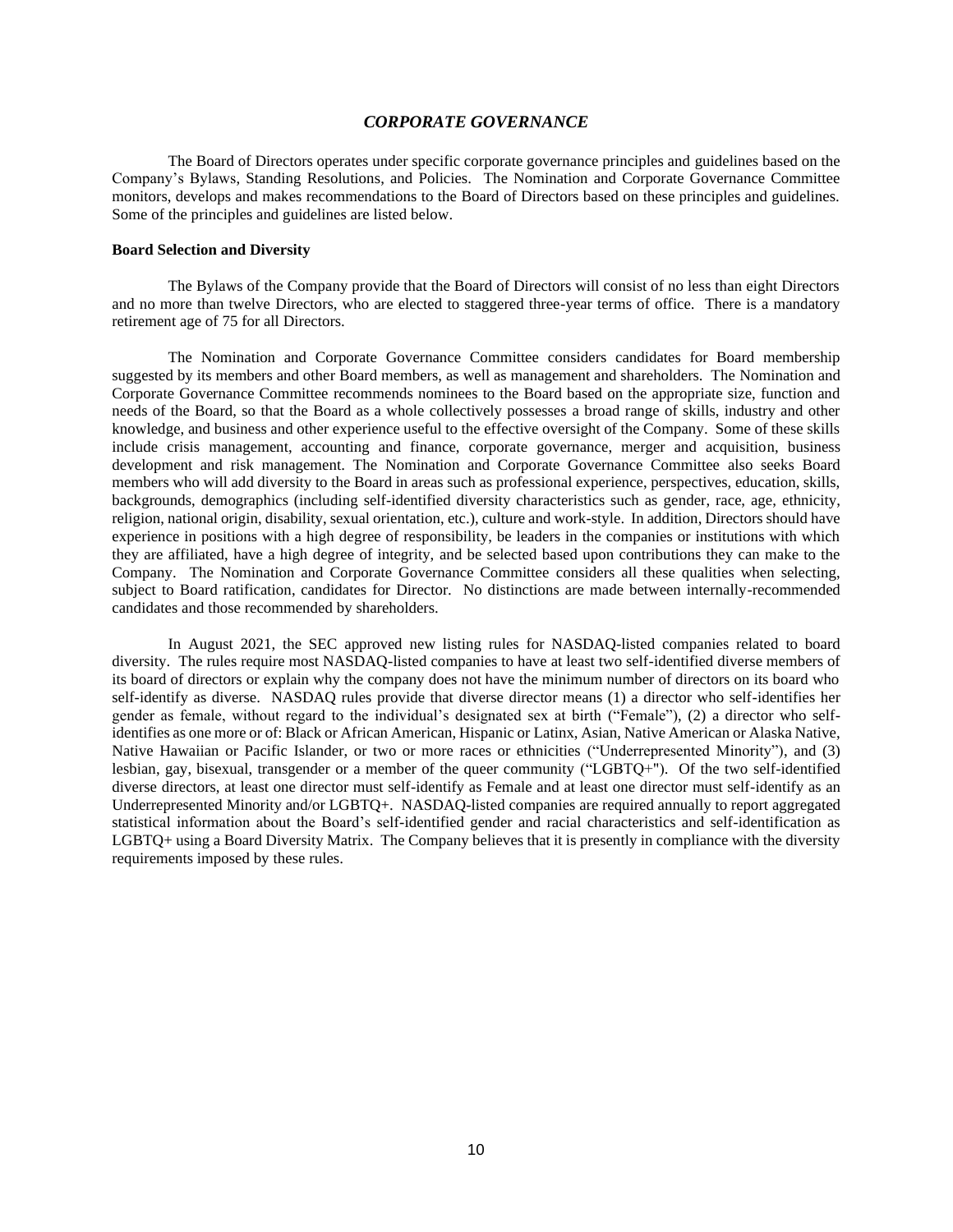## *CORPORATE GOVERNANCE*

The Board of Directors operates under specific corporate governance principles and guidelines based on the Company's Bylaws, Standing Resolutions, and Policies. The Nomination and Corporate Governance Committee monitors, develops and makes recommendations to the Board of Directors based on these principles and guidelines. Some of the principles and guidelines are listed below.

**Board Selection and Diversity**

The Bylaws of the Company provide that the Board of Directors will consist of no less than eight Directors and no more than twelve Directors, who are elected to staggered three-year terms of office. There is a mandatory retirement age of 75 for all Directors.

The Nomination and Corporate Governance Committee considers candidates for Board membership suggested by its members and other Board members, as well as management and shareholders. The Nomination and Corporate Governance Committee recommends nominees to the Board based on the appropriate size, function and needs of the Board, so that the Board as a whole collectively possesses a broad range of skills, industry and other knowledge, and business and other experience useful to the effective oversight of the Company. Some of these skills include crisis management, accounting and finance, corporate governance, merger and acquisition, business development and risk management. The Nomination and Corporate Governance Committee also seeks Board members who will add diversity to the Board in areas such as professional experience, perspectives, education, skills, backgrounds, demographics (including self-identified diversity characteristics such as gender, race, age, ethnicity, religion, national origin, disability, sexual orientation, etc.), culture and work-style. In addition, Directors should have experience in positions with a high degree of responsibility, be leaders in the companies or institutions with which they are affiliated, have a high degree of integrity, and be selected based upon contributions they can make to the Company. The Nomination and Corporate Governance Committee considers all these qualities when selecting, subject to Board ratification, candidates for Director. No distinctions are made between internally-recommended candidates and those recommended by shareholders.

In August 2021, the SEC approved new listing rules for NASDAQ-listed companies related to board diversity. The rules require most NASDAQ-listed companies to have at least two self-identified diverse members of its board of directors or explain why the company does not have the minimum number of directors on its board who self-identify as diverse. NASDAQ rules provide that diverse director means (1) a director who self-identifies her gender as female, without regard to the individual's designated sex at birth ("Female"), (2) a director who self-identifies as one more or of: Black or African American, Hispanic or Latinx, Asian, Native American or Alaska Native, Native Hawaiian or Pacific Islander, or two or more races or ethnicities ("Underrepresented Minority"), and (3) lesbian, gay, bisexual, transgender or a member of the queer community ("LGBTQ+"). Of the two self-identified diverse directors, at least one director must self-identify as Female and at least one director must self-identify as an Underrepresented Minority and/or LGBTQ+. NASDAQ-listed companies are required annually to report aggregated statistical information about the Board's self-identified gender and racial characteristics and self-identification as LGBTQ+ using a Board Diversity Matrix. The Company believes that it is presently in compliance with the diversity requirements imposed by these rules.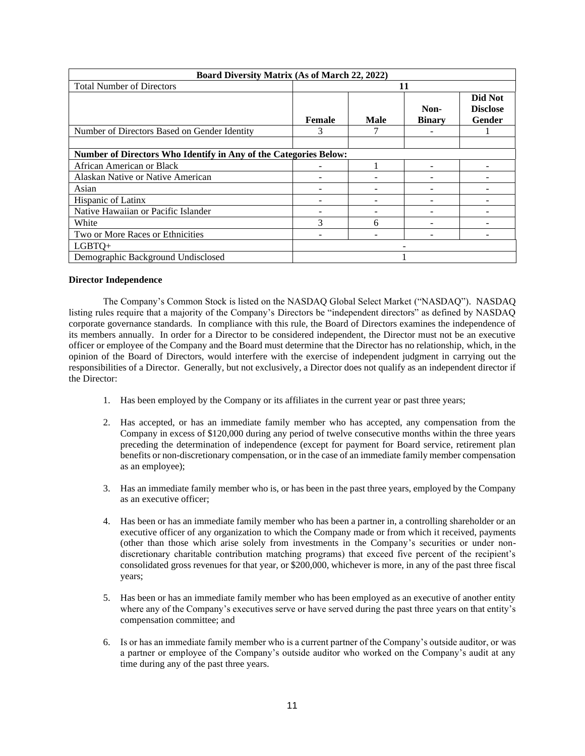| Board Diversity Matrix (As of March 22, 2022) | | | | |
|---|---|---|---|---|
| Total Number of Directors | 11 | | | |
| | Female | Male | Non-Binary | Did Not Disclose Gender |
| Number of Directors Based on Gender Identity | 3 | 7 | - | 1 |
| | | | | |
| **Number of Directors Who Identify in Any of the Categories Below:** | | | | |
| African American or Black | - | 1 | - | - |
| Alaskan Native or Native American | - | - | - | - |
| Asian | - | - | - | - |
| Hispanic of Latinx | - | - | - | - |
| Native Hawaiian or Pacific Islander | - | - | - | - |
| White | 3 | 6 | - | - |
| Two or More Races or Ethnicities | - | - | - | - |
| LGBTQ+ | - | | | |
| Demographic Background Undisclosed | 1 | | | |

**Director Independence**

The Company's Common Stock is listed on the NASDAQ Global Select Market ("NASDAQ"). NASDAQ listing rules require that a majority of the Company's Directors be "independent directors" as defined by NASDAQ corporate governance standards. In compliance with this rule, the Board of Directors examines the independence of its members annually. In order for a Director to be considered independent, the Director must not be an executive officer or employee of the Company and the Board must determine that the Director has no relationship, which, in the opinion of the Board of Directors, would interfere with the exercise of independent judgment in carrying out the responsibilities of a Director. Generally, but not exclusively, a Director does not qualify as an independent director if the Director:

1. Has been employed by the Company or its affiliates in the current year or past three years;

2. Has accepted, or has an immediate family member who has accepted, any compensation from the Company in excess of $120,000 during any period of twelve consecutive months within the three years preceding the determination of independence (except for payment for Board service, retirement plan benefits or non-discretionary compensation, or in the case of an immediate family member compensation as an employee);

3. Has an immediate family member who is, or has been in the past three years, employed by the Company as an executive officer;

4. Has been or has an immediate family member who has been a partner in, a controlling shareholder or an executive officer of any organization to which the Company made or from which it received, payments (other than those which arise solely from investments in the Company's securities or under non-discretionary charitable contribution matching programs) that exceed five percent of the recipient's consolidated gross revenues for that year, or $200,000, whichever is more, in any of the past three fiscal years;

5. Has been or has an immediate family member who has been employed as an executive of another entity where any of the Company's executives serve or have served during the past three years on that entity's compensation committee; and

6. Is or has an immediate family member who is a current partner of the Company's outside auditor, or was a partner or employee of the Company's outside auditor who worked on the Company's audit at any time during any of the past three years.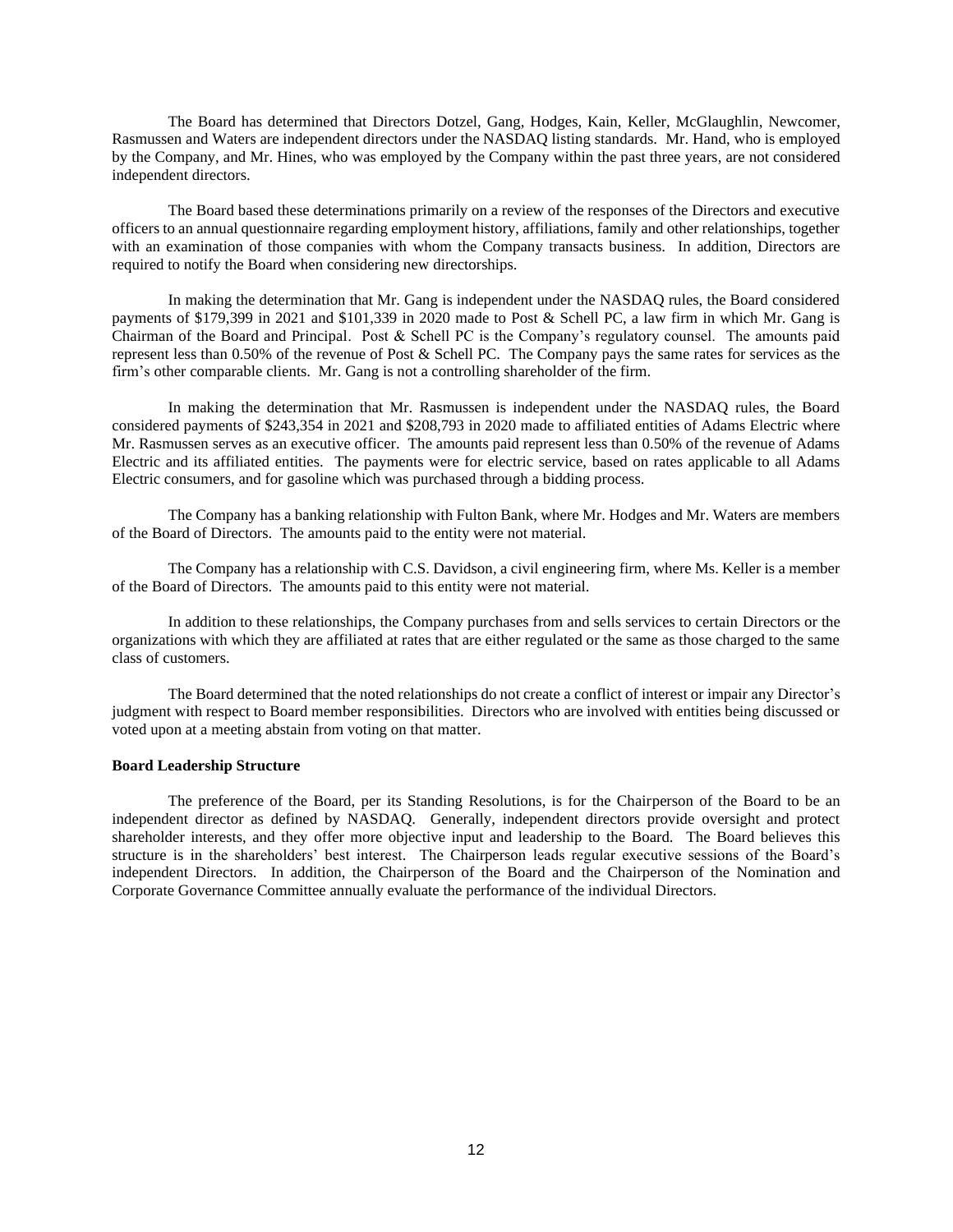The Board has determined that Directors Dotzel, Gang, Hodges, Kain, Keller, McGlaughlin, Newcomer, Rasmussen and Waters are independent directors under the NASDAQ listing standards. Mr. Hand, who is employed by the Company, and Mr. Hines, who was employed by the Company within the past three years, are not considered independent directors.

The Board based these determinations primarily on a review of the responses of the Directors and executive officers to an annual questionnaire regarding employment history, affiliations, family and other relationships, together with an examination of those companies with whom the Company transacts business. In addition, Directors are required to notify the Board when considering new directorships.

In making the determination that Mr. Gang is independent under the NASDAQ rules, the Board considered payments of $179,399 in 2021 and $101,339 in 2020 made to Post & Schell PC, a law firm in which Mr. Gang is Chairman of the Board and Principal. Post & Schell PC is the Company's regulatory counsel. The amounts paid represent less than 0.50% of the revenue of Post & Schell PC. The Company pays the same rates for services as the firm's other comparable clients. Mr. Gang is not a controlling shareholder of the firm.

In making the determination that Mr. Rasmussen is independent under the NASDAQ rules, the Board considered payments of $243,354 in 2021 and $208,793 in 2020 made to affiliated entities of Adams Electric where Mr. Rasmussen serves as an executive officer. The amounts paid represent less than 0.50% of the revenue of Adams Electric and its affiliated entities. The payments were for electric service, based on rates applicable to all Adams Electric consumers, and for gasoline which was purchased through a bidding process.

The Company has a banking relationship with Fulton Bank, where Mr. Hodges and Mr. Waters are members of the Board of Directors. The amounts paid to the entity were not material.

The Company has a relationship with C.S. Davidson, a civil engineering firm, where Ms. Keller is a member of the Board of Directors. The amounts paid to this entity were not material.

In addition to these relationships, the Company purchases from and sells services to certain Directors or the organizations with which they are affiliated at rates that are either regulated or the same as those charged to the same class of customers.

The Board determined that the noted relationships do not create a conflict of interest or impair any Director's judgment with respect to Board member responsibilities. Directors who are involved with entities being discussed or voted upon at a meeting abstain from voting on that matter.

**Board Leadership Structure**

The preference of the Board, per its Standing Resolutions, is for the Chairperson of the Board to be an independent director as defined by NASDAQ. Generally, independent directors provide oversight and protect shareholder interests, and they offer more objective input and leadership to the Board. The Board believes this structure is in the shareholders' best interest. The Chairperson leads regular executive sessions of the Board's independent Directors. In addition, the Chairperson of the Board and the Chairperson of the Nomination and Corporate Governance Committee annually evaluate the performance of the individual Directors.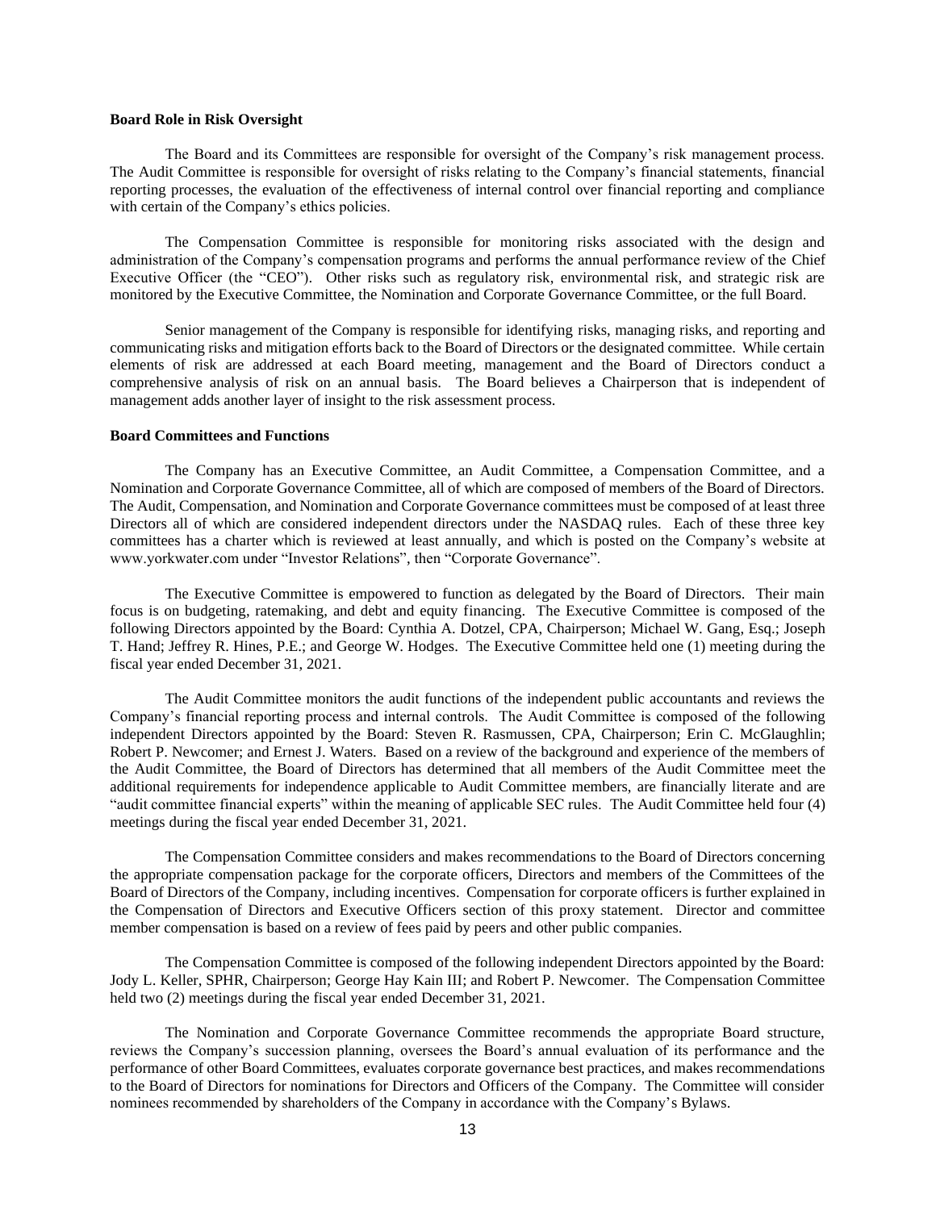**Board Role in Risk Oversight**

The Board and its Committees are responsible for oversight of the Company's risk management process. The Audit Committee is responsible for oversight of risks relating to the Company's financial statements, financial reporting processes, the evaluation of the effectiveness of internal control over financial reporting and compliance with certain of the Company's ethics policies.

The Compensation Committee is responsible for monitoring risks associated with the design and administration of the Company's compensation programs and performs the annual performance review of the Chief Executive Officer (the "CEO"). Other risks such as regulatory risk, environmental risk, and strategic risk are monitored by the Executive Committee, the Nomination and Corporate Governance Committee, or the full Board.

Senior management of the Company is responsible for identifying risks, managing risks, and reporting and communicating risks and mitigation efforts back to the Board of Directors or the designated committee. While certain elements of risk are addressed at each Board meeting, management and the Board of Directors conduct a comprehensive analysis of risk on an annual basis. The Board believes a Chairperson that is independent of management adds another layer of insight to the risk assessment process.

**Board Committees and Functions**

The Company has an Executive Committee, an Audit Committee, a Compensation Committee, and a Nomination and Corporate Governance Committee, all of which are composed of members of the Board of Directors. The Audit, Compensation, and Nomination and Corporate Governance committees must be composed of at least three Directors all of which are considered independent directors under the NASDAQ rules. Each of these three key committees has a charter which is reviewed at least annually, and which is posted on the Company's website at www.yorkwater.com under "Investor Relations", then "Corporate Governance".

The Executive Committee is empowered to function as delegated by the Board of Directors. Their main focus is on budgeting, ratemaking, and debt and equity financing. The Executive Committee is composed of the following Directors appointed by the Board: Cynthia A. Dotzel, CPA, Chairperson; Michael W. Gang, Esq.; Joseph T. Hand; Jeffrey R. Hines, P.E.; and George W. Hodges. The Executive Committee held one (1) meeting during the fiscal year ended December 31, 2021.

The Audit Committee monitors the audit functions of the independent public accountants and reviews the Company's financial reporting process and internal controls. The Audit Committee is composed of the following independent Directors appointed by the Board: Steven R. Rasmussen, CPA, Chairperson; Erin C. McGlaughlin; Robert P. Newcomer; and Ernest J. Waters. Based on a review of the background and experience of the members of the Audit Committee, the Board of Directors has determined that all members of the Audit Committee meet the additional requirements for independence applicable to Audit Committee members, are financially literate and are "audit committee financial experts" within the meaning of applicable SEC rules. The Audit Committee held four (4) meetings during the fiscal year ended December 31, 2021.

The Compensation Committee considers and makes recommendations to the Board of Directors concerning the appropriate compensation package for the corporate officers, Directors and members of the Committees of the Board of Directors of the Company, including incentives. Compensation for corporate officers is further explained in the Compensation of Directors and Executive Officers section of this proxy statement. Director and committee member compensation is based on a review of fees paid by peers and other public companies.

The Compensation Committee is composed of the following independent Directors appointed by the Board: Jody L. Keller, SPHR, Chairperson; George Hay Kain III; and Robert P. Newcomer. The Compensation Committee held two (2) meetings during the fiscal year ended December 31, 2021.

The Nomination and Corporate Governance Committee recommends the appropriate Board structure, reviews the Company's succession planning, oversees the Board's annual evaluation of its performance and the performance of other Board Committees, evaluates corporate governance best practices, and makes recommendations to the Board of Directors for nominations for Directors and Officers of the Company. The Committee will consider nominees recommended by shareholders of the Company in accordance with the Company's Bylaws.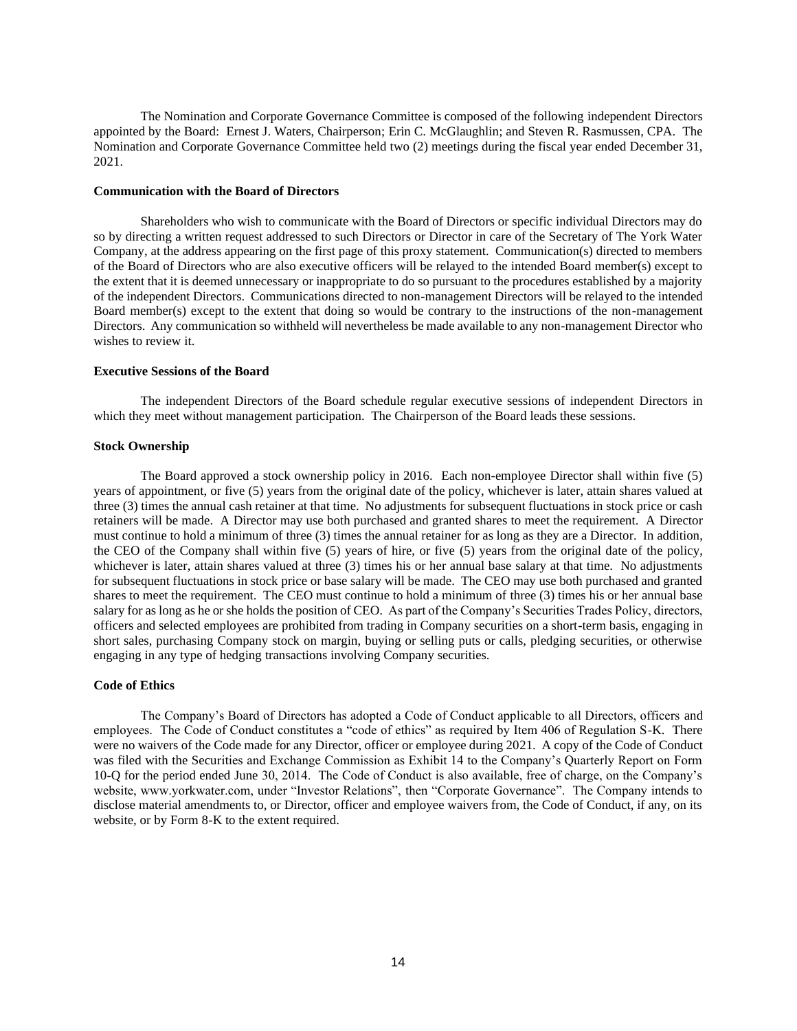The Nomination and Corporate Governance Committee is composed of the following independent Directors appointed by the Board: Ernest J. Waters, Chairperson; Erin C. McGlaughlin; and Steven R. Rasmussen, CPA. The Nomination and Corporate Governance Committee held two (2) meetings during the fiscal year ended December 31, 2021.

**Communication with the Board of Directors**

Shareholders who wish to communicate with the Board of Directors or specific individual Directors may do so by directing a written request addressed to such Directors or Director in care of the Secretary of The York Water Company, at the address appearing on the first page of this proxy statement. Communication(s) directed to members of the Board of Directors who are also executive officers will be relayed to the intended Board member(s) except to the extent that it is deemed unnecessary or inappropriate to do so pursuant to the procedures established by a majority of the independent Directors. Communications directed to non-management Directors will be relayed to the intended Board member(s) except to the extent that doing so would be contrary to the instructions of the non-management Directors. Any communication so withheld will nevertheless be made available to any non-management Director who wishes to review it.

**Executive Sessions of the Board**

The independent Directors of the Board schedule regular executive sessions of independent Directors in which they meet without management participation. The Chairperson of the Board leads these sessions.

**Stock Ownership**

The Board approved a stock ownership policy in 2016. Each non-employee Director shall within five (5) years of appointment, or five (5) years from the original date of the policy, whichever is later, attain shares valued at three (3) times the annual cash retainer at that time. No adjustments for subsequent fluctuations in stock price or cash retainers will be made. A Director may use both purchased and granted shares to meet the requirement. A Director must continue to hold a minimum of three (3) times the annual retainer for as long as they are a Director. In addition, the CEO of the Company shall within five (5) years of hire, or five (5) years from the original date of the policy, whichever is later, attain shares valued at three (3) times his or her annual base salary at that time. No adjustments for subsequent fluctuations in stock price or base salary will be made. The CEO may use both purchased and granted shares to meet the requirement. The CEO must continue to hold a minimum of three (3) times his or her annual base salary for as long as he or she holds the position of CEO. As part of the Company's Securities Trades Policy, directors, officers and selected employees are prohibited from trading in Company securities on a short-term basis, engaging in short sales, purchasing Company stock on margin, buying or selling puts or calls, pledging securities, or otherwise engaging in any type of hedging transactions involving Company securities.

**Code of Ethics**

The Company's Board of Directors has adopted a Code of Conduct applicable to all Directors, officers and employees. The Code of Conduct constitutes a "code of ethics" as required by Item 406 of Regulation S-K. There were no waivers of the Code made for any Director, officer or employee during 2021. A copy of the Code of Conduct was filed with the Securities and Exchange Commission as Exhibit 14 to the Company's Quarterly Report on Form 10-Q for the period ended June 30, 2014. The Code of Conduct is also available, free of charge, on the Company's website, www.yorkwater.com, under "Investor Relations", then "Corporate Governance". The Company intends to disclose material amendments to, or Director, officer and employee waivers from, the Code of Conduct, if any, on its website, or by Form 8-K to the extent required.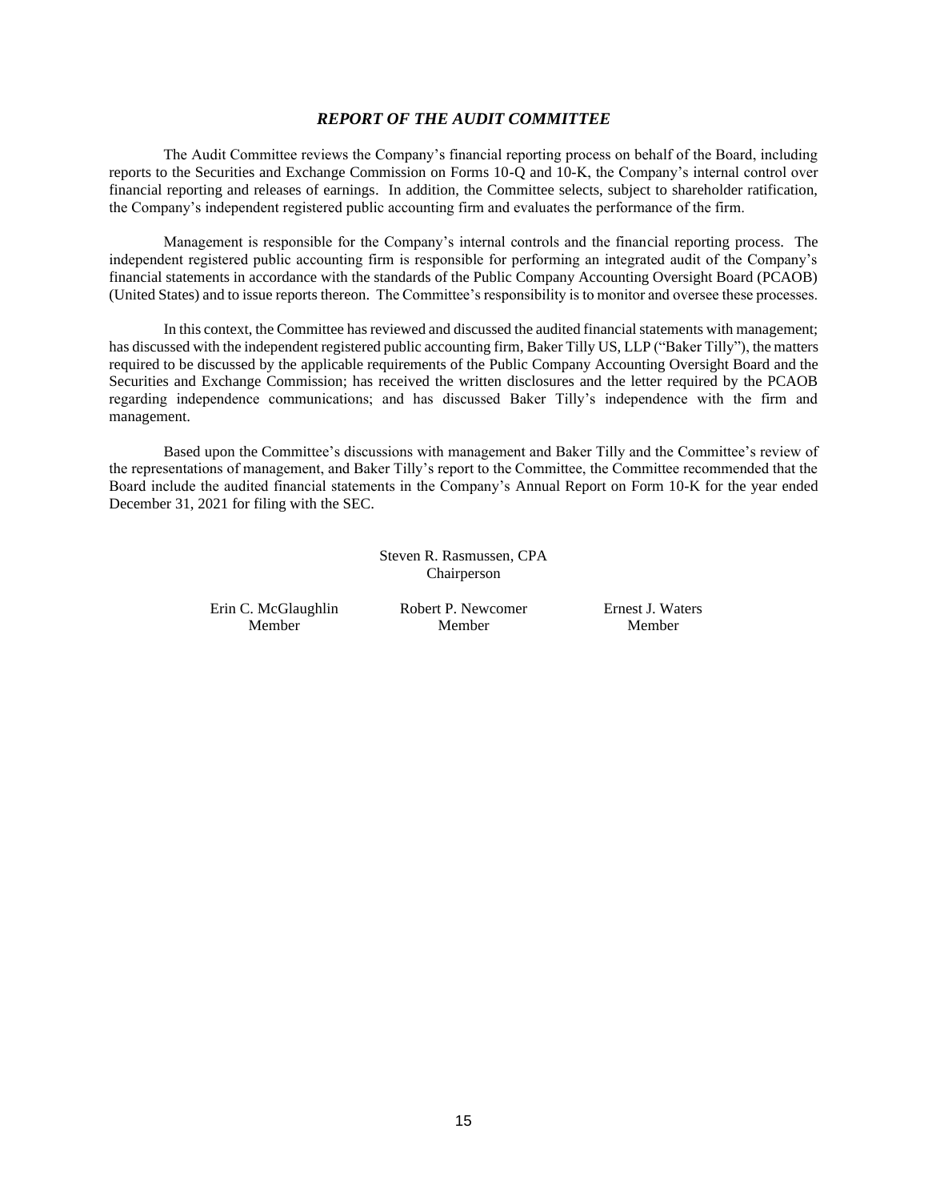## *REPORT OF THE AUDIT COMMITTEE*

The Audit Committee reviews the Company's financial reporting process on behalf of the Board, including reports to the Securities and Exchange Commission on Forms 10-Q and 10-K, the Company's internal control over financial reporting and releases of earnings. In addition, the Committee selects, subject to shareholder ratification, the Company's independent registered public accounting firm and evaluates the performance of the firm.

Management is responsible for the Company's internal controls and the financial reporting process. The independent registered public accounting firm is responsible for performing an integrated audit of the Company's financial statements in accordance with the standards of the Public Company Accounting Oversight Board (PCAOB) (United States) and to issue reports thereon. The Committee's responsibility is to monitor and oversee these processes.

In this context, the Committee has reviewed and discussed the audited financial statements with management; has discussed with the independent registered public accounting firm, Baker Tilly US, LLP ("Baker Tilly"), the matters required to be discussed by the applicable requirements of the Public Company Accounting Oversight Board and the Securities and Exchange Commission; has received the written disclosures and the letter required by the PCAOB regarding independence communications; and has discussed Baker Tilly's independence with the firm and management.

Based upon the Committee's discussions with management and Baker Tilly and the Committee's review of the representations of management, and Baker Tilly's report to the Committee, the Committee recommended that the Board include the audited financial statements in the Company's Annual Report on Form 10-K for the year ended December 31, 2021 for filing with the SEC.

Steven R. Rasmussen, CPA
Chairperson

Erin C. McGlaughlin
Member

Robert P. Newcomer
Member

Ernest J. Waters
Member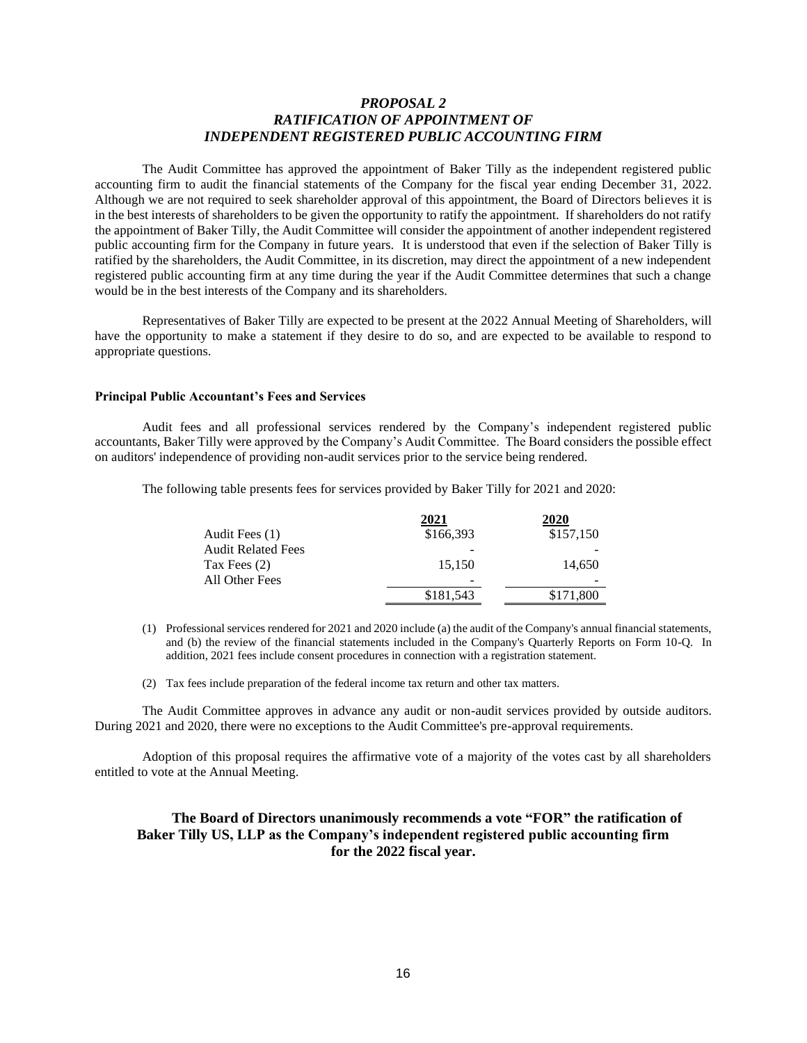## *PROPOSAL 2*
## *RATIFICATION OF APPOINTMENT OF*
## *INDEPENDENT REGISTERED PUBLIC ACCOUNTING FIRM*

The Audit Committee has approved the appointment of Baker Tilly as the independent registered public accounting firm to audit the financial statements of the Company for the fiscal year ending December 31, 2022. Although we are not required to seek shareholder approval of this appointment, the Board of Directors believes it is in the best interests of shareholders to be given the opportunity to ratify the appointment. If shareholders do not ratify the appointment of Baker Tilly, the Audit Committee will consider the appointment of another independent registered public accounting firm for the Company in future years. It is understood that even if the selection of Baker Tilly is ratified by the shareholders, the Audit Committee, in its discretion, may direct the appointment of a new independent registered public accounting firm at any time during the year if the Audit Committee determines that such a change would be in the best interests of the Company and its shareholders.

Representatives of Baker Tilly are expected to be present at the 2022 Annual Meeting of Shareholders, will have the opportunity to make a statement if they desire to do so, and are expected to be available to respond to appropriate questions.

**Principal Public Accountant's Fees and Services**

Audit fees and all professional services rendered by the Company's independent registered public accountants, Baker Tilly were approved by the Company's Audit Committee. The Board considers the possible effect on auditors' independence of providing non-audit services prior to the service being rendered.

The following table presents fees for services provided by Baker Tilly for 2021 and 2020:

| | 2021 | 2020 |
|---|---|---|
| Audit Fees (1) | $166,393 | $157,150 |
| Audit Related Fees | - | - |
| Tax Fees (2) | 15,150 | 14,650 |
| All Other Fees | - | - |
| | $181,543 | $171,800 |

(1) Professional services rendered for 2021 and 2020 include (a) the audit of the Company's annual financial statements, and (b) the review of the financial statements included in the Company's Quarterly Reports on Form 10-Q. In addition, 2021 fees include consent procedures in connection with a registration statement.

(2) Tax fees include preparation of the federal income tax return and other tax matters.

The Audit Committee approves in advance any audit or non-audit services provided by outside auditors. During 2021 and 2020, there were no exceptions to the Audit Committee's pre-approval requirements.

Adoption of this proposal requires the affirmative vote of a majority of the votes cast by all shareholders entitled to vote at the Annual Meeting.

**The Board of Directors unanimously recommends a vote "FOR" the ratification of Baker Tilly US, LLP as the Company's independent registered public accounting firm for the 2022 fiscal year.**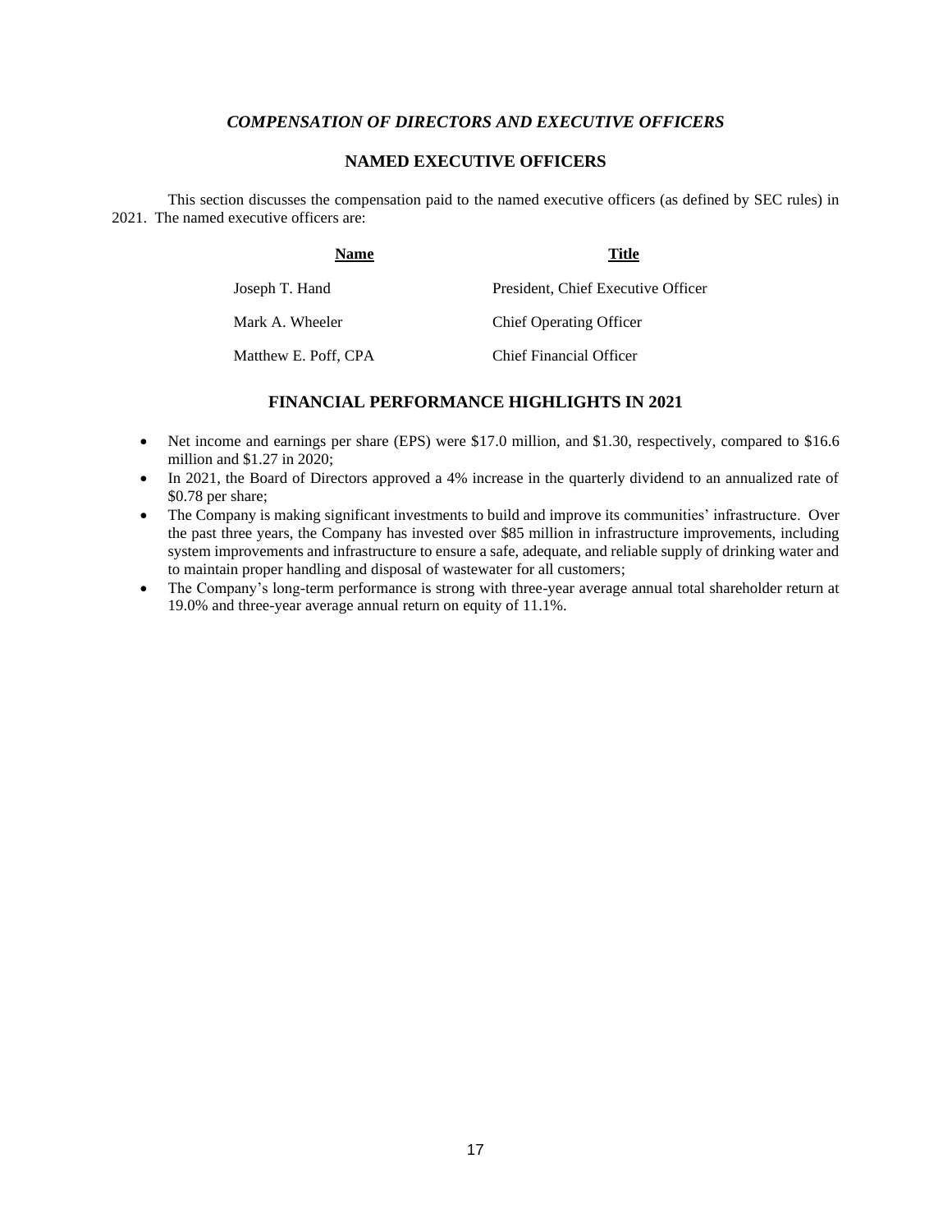## *COMPENSATION OF DIRECTORS AND EXECUTIVE OFFICERS*

### NAMED EXECUTIVE OFFICERS

This section discusses the compensation paid to the named executive officers (as defined by SEC rules) in 2021. The named executive officers are:

| Name | Title |
|---|---|
| Joseph T. Hand | President, Chief Executive Officer |
| Mark A. Wheeler | Chief Operating Officer |
| Matthew E. Poff, CPA | Chief Financial Officer |

### FINANCIAL PERFORMANCE HIGHLIGHTS IN 2021

- Net income and earnings per share (EPS) were $17.0 million, and $1.30, respectively, compared to $16.6 million and $1.27 in 2020;
- In 2021, the Board of Directors approved a 4% increase in the quarterly dividend to an annualized rate of $0.78 per share;
- The Company is making significant investments to build and improve its communities' infrastructure. Over the past three years, the Company has invested over $85 million in infrastructure improvements, including system improvements and infrastructure to ensure a safe, adequate, and reliable supply of drinking water and to maintain proper handling and disposal of wastewater for all customers;
- The Company's long-term performance is strong with three-year average annual total shareholder return at 19.0% and three-year average annual return on equity of 11.1%.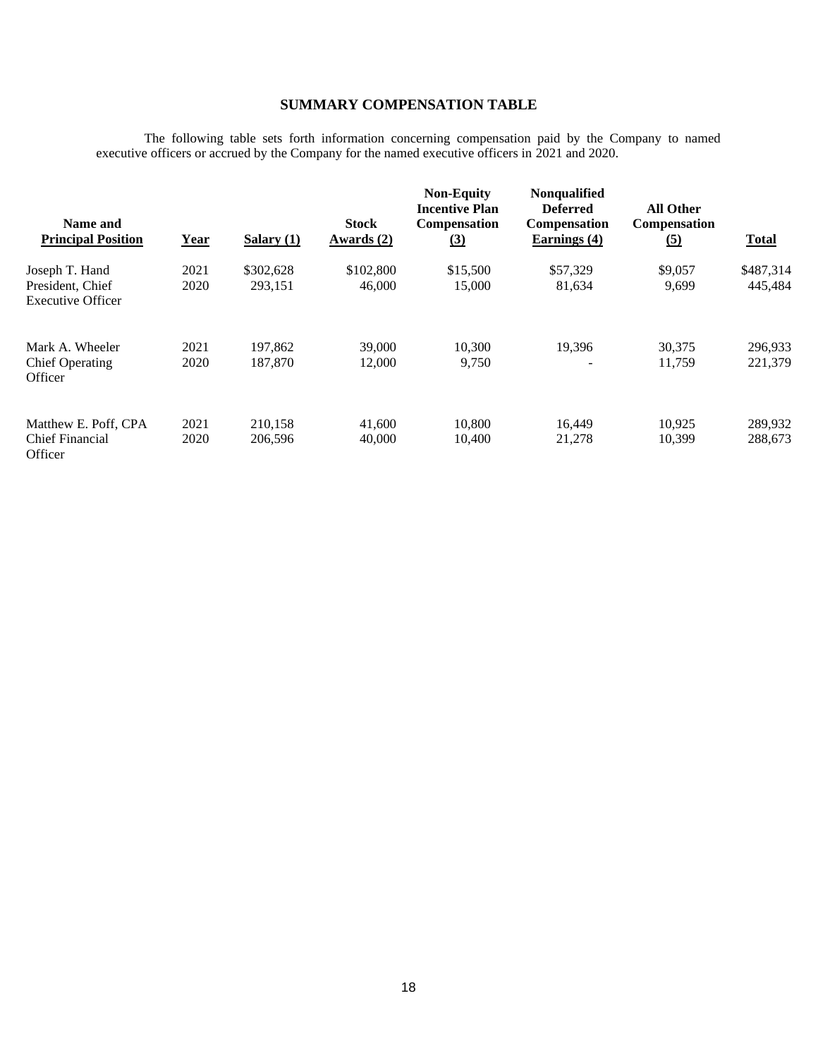## SUMMARY COMPENSATION TABLE

The following table sets forth information concerning compensation paid by the Company to named executive officers or accrued by the Company for the named executive officers in 2021 and 2020.

| Name and Principal Position | Year | Salary (1) | Stock Awards (2) | Non-Equity Incentive Plan Compensation (3) | Nonqualified Deferred Compensation Earnings (4) | All Other Compensation (5) | Total |
|---|---|---|---|---|---|---|---|
| Joseph T. Hand | 2021 | $302,628 | $102,800 | $15,500 | $57,329 | $9,057 | $487,314 |
| President, Chief Executive Officer | 2020 | 293,151 | 46,000 | 15,000 | 81,634 | 9,699 | 445,484 |
| Mark A. Wheeler | 2021 | 197,862 | 39,000 | 10,300 | 19,396 | 30,375 | 296,933 |
| Chief Operating Officer | 2020 | 187,870 | 12,000 | 9,750 | - | 11,759 | 221,379 |
| Matthew E. Poff, CPA | 2021 | 210,158 | 41,600 | 10,800 | 16,449 | 10,925 | 289,932 |
| Chief Financial Officer | 2020 | 206,596 | 40,000 | 10,400 | 21,278 | 10,399 | 288,673 |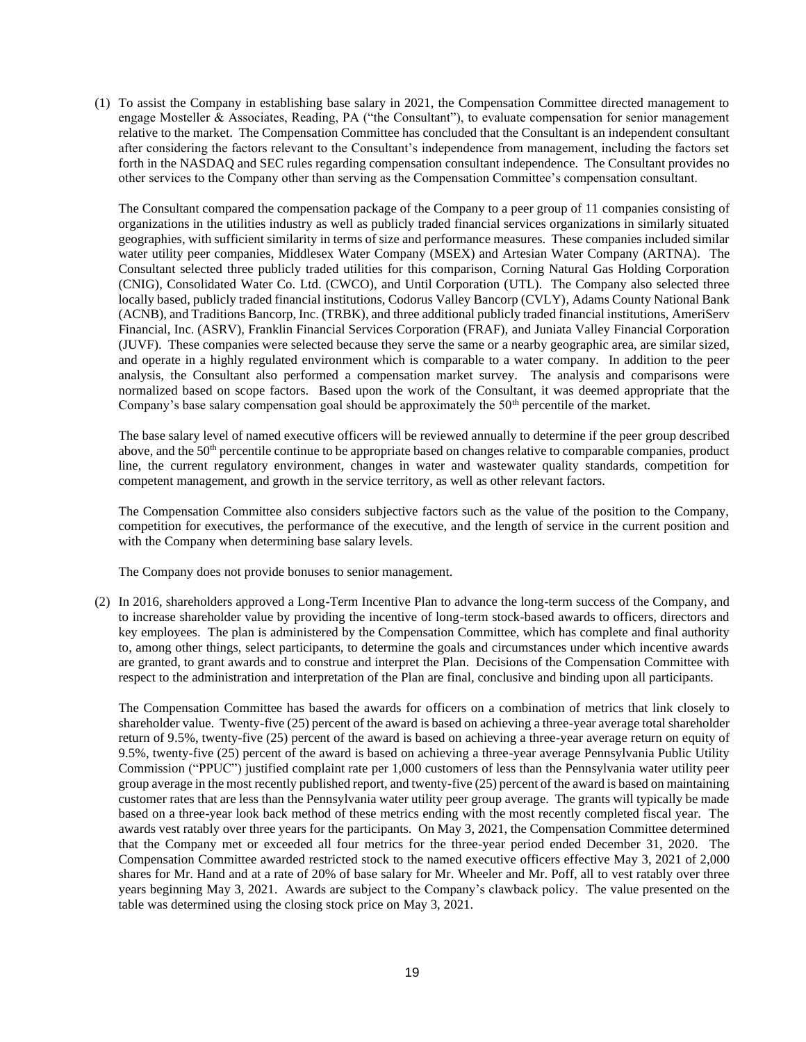(1) To assist the Company in establishing base salary in 2021, the Compensation Committee directed management to engage Mosteller & Associates, Reading, PA ("the Consultant"), to evaluate compensation for senior management relative to the market. The Compensation Committee has concluded that the Consultant is an independent consultant after considering the factors relevant to the Consultant's independence from management, including the factors set forth in the NASDAQ and SEC rules regarding compensation consultant independence. The Consultant provides no other services to the Company other than serving as the Compensation Committee's compensation consultant.

   The Consultant compared the compensation package of the Company to a peer group of 11 companies consisting of organizations in the utilities industry as well as publicly traded financial services organizations in similarly situated geographies, with sufficient similarity in terms of size and performance measures. These companies included similar water utility peer companies, Middlesex Water Company (MSEX) and Artesian Water Company (ARTNA). The Consultant selected three publicly traded utilities for this comparison, Corning Natural Gas Holding Corporation (CNIG), Consolidated Water Co. Ltd. (CWCO), and Until Corporation (UTL). The Company also selected three locally based, publicly traded financial institutions, Codorus Valley Bancorp (CVLY), Adams County National Bank (ACNB), and Traditions Bancorp, Inc. (TRBK), and three additional publicly traded financial institutions, AmeriServ Financial, Inc. (ASRV), Franklin Financial Services Corporation (FRAF), and Juniata Valley Financial Corporation (JUVF). These companies were selected because they serve the same or a nearby geographic area, are similar sized, and operate in a highly regulated environment which is comparable to a water company. In addition to the peer analysis, the Consultant also performed a compensation market survey. The analysis and comparisons were normalized based on scope factors. Based upon the work of the Consultant, it was deemed appropriate that the Company's base salary compensation goal should be approximately the 50th percentile of the market.

   The base salary level of named executive officers will be reviewed annually to determine if the peer group described above, and the 50th percentile continue to be appropriate based on changes relative to comparable companies, product line, the current regulatory environment, changes in water and wastewater quality standards, competition for competent management, and growth in the service territory, as well as other relevant factors.

   The Compensation Committee also considers subjective factors such as the value of the position to the Company, competition for executives, the performance of the executive, and the length of service in the current position and with the Company when determining base salary levels.

   The Company does not provide bonuses to senior management.

(2) In 2016, shareholders approved a Long-Term Incentive Plan to advance the long-term success of the Company, and to increase shareholder value by providing the incentive of long-term stock-based awards to officers, directors and key employees. The plan is administered by the Compensation Committee, which has complete and final authority to, among other things, select participants, to determine the goals and circumstances under which incentive awards are granted, to grant awards and to construe and interpret the Plan. Decisions of the Compensation Committee with respect to the administration and interpretation of the Plan are final, conclusive and binding upon all participants.

   The Compensation Committee has based the awards for officers on a combination of metrics that link closely to shareholder value. Twenty-five (25) percent of the award is based on achieving a three-year average total shareholder return of 9.5%, twenty-five (25) percent of the award is based on achieving a three-year average return on equity of 9.5%, twenty-five (25) percent of the award is based on achieving a three-year average Pennsylvania Public Utility Commission ("PPUC") justified complaint rate per 1,000 customers of less than the Pennsylvania water utility peer group average in the most recently published report, and twenty-five (25) percent of the award is based on maintaining customer rates that are less than the Pennsylvania water utility peer group average. The grants will typically be made based on a three-year look back method of these metrics ending with the most recently completed fiscal year. The awards vest ratably over three years for the participants. On May 3, 2021, the Compensation Committee determined that the Company met or exceeded all four metrics for the three-year period ended December 31, 2020. The Compensation Committee awarded restricted stock to the named executive officers effective May 3, 2021 of 2,000 shares for Mr. Hand and at a rate of 20% of base salary for Mr. Wheeler and Mr. Poff, all to vest ratably over three years beginning May 3, 2021. Awards are subject to the Company's clawback policy. The value presented on the table was determined using the closing stock price on May 3, 2021.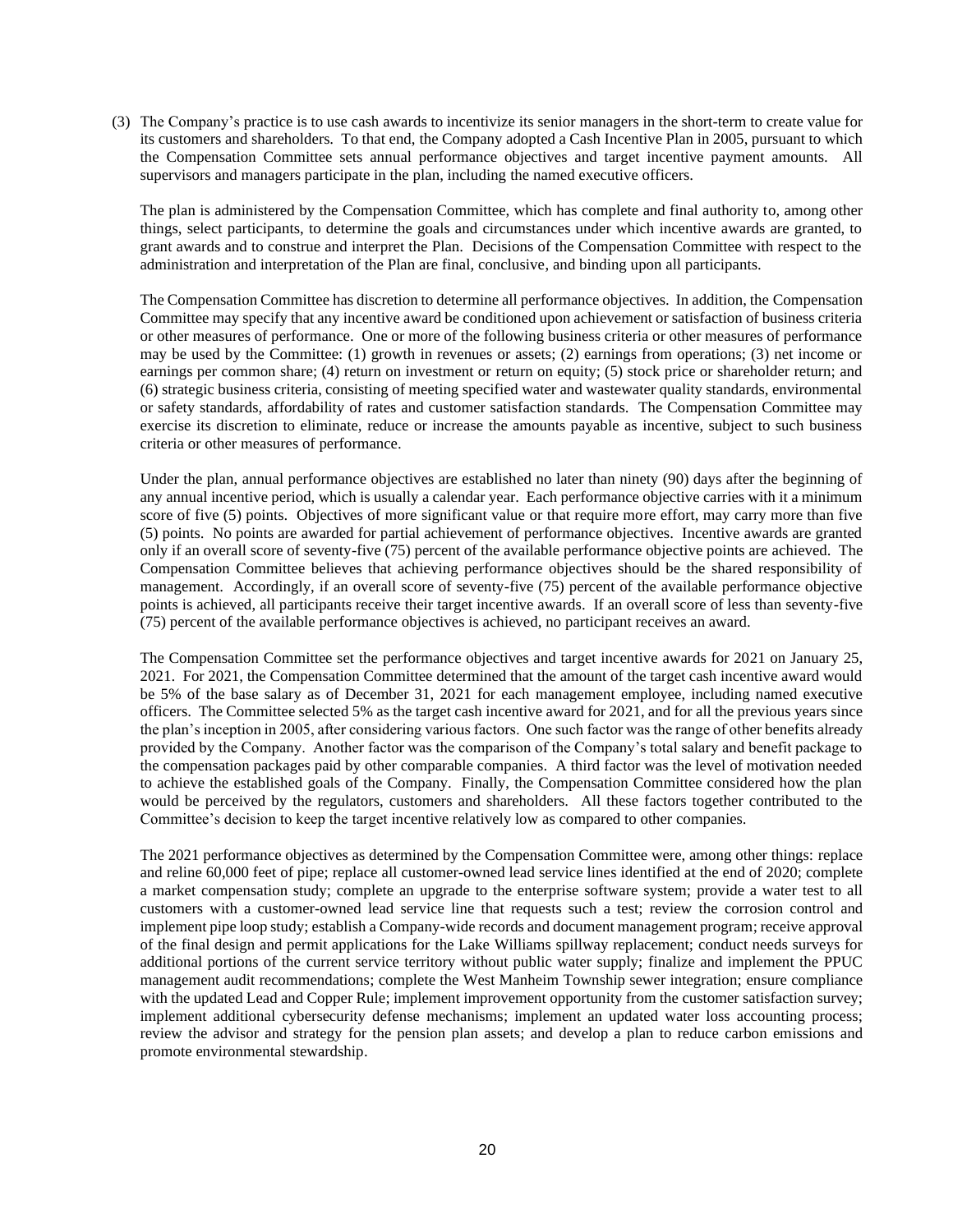(3) The Company's practice is to use cash awards to incentivize its senior managers in the short-term to create value for its customers and shareholders. To that end, the Company adopted a Cash Incentive Plan in 2005, pursuant to which the Compensation Committee sets annual performance objectives and target incentive payment amounts. All supervisors and managers participate in the plan, including the named executive officers.

The plan is administered by the Compensation Committee, which has complete and final authority to, among other things, select participants, to determine the goals and circumstances under which incentive awards are granted, to grant awards and to construe and interpret the Plan. Decisions of the Compensation Committee with respect to the administration and interpretation of the Plan are final, conclusive, and binding upon all participants.

The Compensation Committee has discretion to determine all performance objectives. In addition, the Compensation Committee may specify that any incentive award be conditioned upon achievement or satisfaction of business criteria or other measures of performance. One or more of the following business criteria or other measures of performance may be used by the Committee: (1) growth in revenues or assets; (2) earnings from operations; (3) net income or earnings per common share; (4) return on investment or return on equity; (5) stock price or shareholder return; and (6) strategic business criteria, consisting of meeting specified water and wastewater quality standards, environmental or safety standards, affordability of rates and customer satisfaction standards. The Compensation Committee may exercise its discretion to eliminate, reduce or increase the amounts payable as incentive, subject to such business criteria or other measures of performance.

Under the plan, annual performance objectives are established no later than ninety (90) days after the beginning of any annual incentive period, which is usually a calendar year. Each performance objective carries with it a minimum score of five (5) points. Objectives of more significant value or that require more effort, may carry more than five (5) points. No points are awarded for partial achievement of performance objectives. Incentive awards are granted only if an overall score of seventy-five (75) percent of the available performance objective points are achieved. The Compensation Committee believes that achieving performance objectives should be the shared responsibility of management. Accordingly, if an overall score of seventy-five (75) percent of the available performance objective points is achieved, all participants receive their target incentive awards. If an overall score of less than seventy-five (75) percent of the available performance objectives is achieved, no participant receives an award.

The Compensation Committee set the performance objectives and target incentive awards for 2021 on January 25, 2021. For 2021, the Compensation Committee determined that the amount of the target cash incentive award would be 5% of the base salary as of December 31, 2021 for each management employee, including named executive officers. The Committee selected 5% as the target cash incentive award for 2021, and for all the previous years since the plan's inception in 2005, after considering various factors. One such factor was the range of other benefits already provided by the Company. Another factor was the comparison of the Company's total salary and benefit package to the compensation packages paid by other comparable companies. A third factor was the level of motivation needed to achieve the established goals of the Company. Finally, the Compensation Committee considered how the plan would be perceived by the regulators, customers and shareholders. All these factors together contributed to the Committee's decision to keep the target incentive relatively low as compared to other companies.

The 2021 performance objectives as determined by the Compensation Committee were, among other things: replace and reline 60,000 feet of pipe; replace all customer-owned lead service lines identified at the end of 2020; complete a market compensation study; complete an upgrade to the enterprise software system; provide a water test to all customers with a customer-owned lead service line that requests such a test; review the corrosion control and implement pipe loop study; establish a Company-wide records and document management program; receive approval of the final design and permit applications for the Lake Williams spillway replacement; conduct needs surveys for additional portions of the current service territory without public water supply; finalize and implement the PPUC management audit recommendations; complete the West Manheim Township sewer integration; ensure compliance with the updated Lead and Copper Rule; implement improvement opportunity from the customer satisfaction survey; implement additional cybersecurity defense mechanisms; implement an updated water loss accounting process; review the advisor and strategy for the pension plan assets; and develop a plan to reduce carbon emissions and promote environmental stewardship.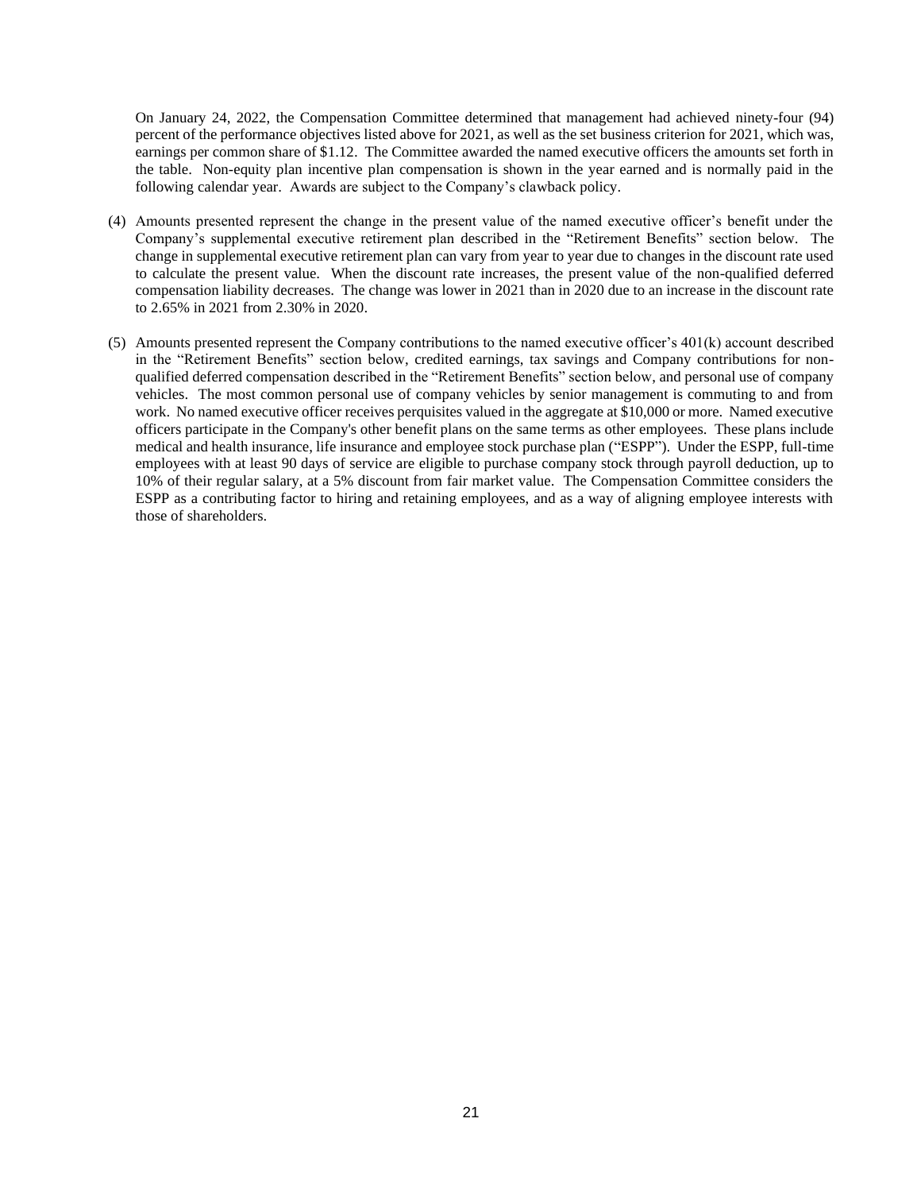On January 24, 2022, the Compensation Committee determined that management had achieved ninety-four (94) percent of the performance objectives listed above for 2021, as well as the set business criterion for 2021, which was, earnings per common share of $1.12. The Committee awarded the named executive officers the amounts set forth in the table. Non-equity plan incentive plan compensation is shown in the year earned and is normally paid in the following calendar year. Awards are subject to the Company's clawback policy.

(4) Amounts presented represent the change in the present value of the named executive officer's benefit under the Company's supplemental executive retirement plan described in the "Retirement Benefits" section below. The change in supplemental executive retirement plan can vary from year to year due to changes in the discount rate used to calculate the present value. When the discount rate increases, the present value of the non-qualified deferred compensation liability decreases. The change was lower in 2021 than in 2020 due to an increase in the discount rate to 2.65% in 2021 from 2.30% in 2020.

(5) Amounts presented represent the Company contributions to the named executive officer's 401(k) account described in the "Retirement Benefits" section below, credited earnings, tax savings and Company contributions for non-qualified deferred compensation described in the "Retirement Benefits" section below, and personal use of company vehicles. The most common personal use of company vehicles by senior management is commuting to and from work. No named executive officer receives perquisites valued in the aggregate at $10,000 or more. Named executive officers participate in the Company's other benefit plans on the same terms as other employees. These plans include medical and health insurance, life insurance and employee stock purchase plan ("ESPP"). Under the ESPP, full-time employees with at least 90 days of service are eligible to purchase company stock through payroll deduction, up to 10% of their regular salary, at a 5% discount from fair market value. The Compensation Committee considers the ESPP as a contributing factor to hiring and retaining employees, and as a way of aligning employee interests with those of shareholders.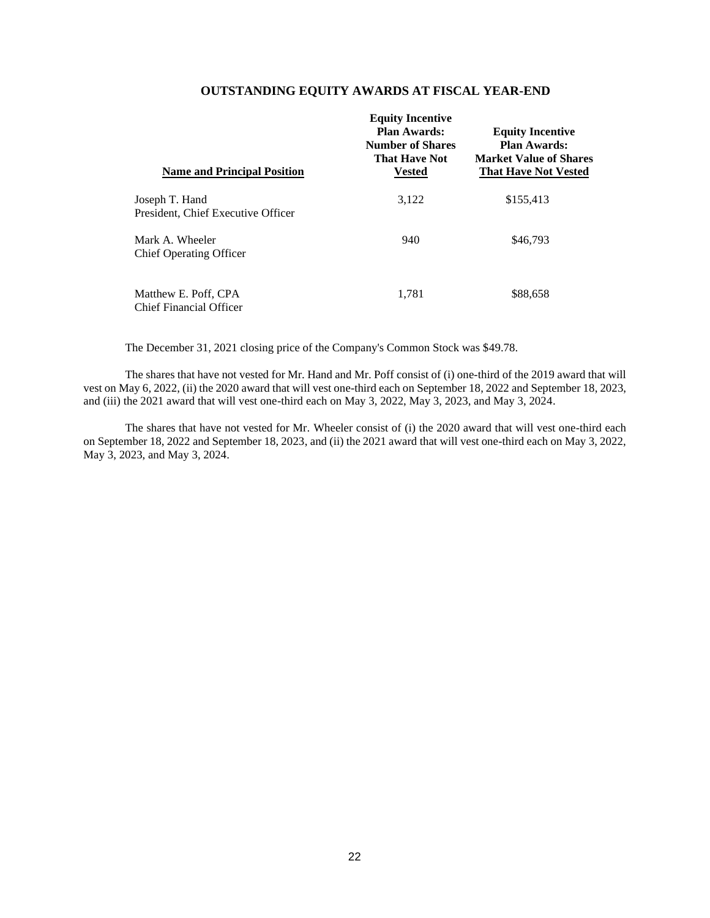## OUTSTANDING EQUITY AWARDS AT FISCAL YEAR-END

| Name and Principal Position | Equity Incentive Plan Awards: Number of Shares That Have Not Vested | Equity Incentive Plan Awards: Market Value of Shares That Have Not Vested |
|---|---|---|
| Joseph T. Hand<br>President, Chief Executive Officer | 3,122 | $155,413 |
| Mark A. Wheeler<br>Chief Operating Officer | 940 | $46,793 |
| Matthew E. Poff, CPA<br>Chief Financial Officer | 1,781 | $88,658 |

The December 31, 2021 closing price of the Company's Common Stock was $49.78.

The shares that have not vested for Mr. Hand and Mr. Poff consist of (i) one-third of the 2019 award that will vest on May 6, 2022, (ii) the 2020 award that will vest one-third each on September 18, 2022 and September 18, 2023, and (iii) the 2021 award that will vest one-third each on May 3, 2022, May 3, 2023, and May 3, 2024.

The shares that have not vested for Mr. Wheeler consist of (i) the 2020 award that will vest one-third each on September 18, 2022 and September 18, 2023, and (ii) the 2021 award that will vest one-third each on May 3, 2022, May 3, 2023, and May 3, 2024.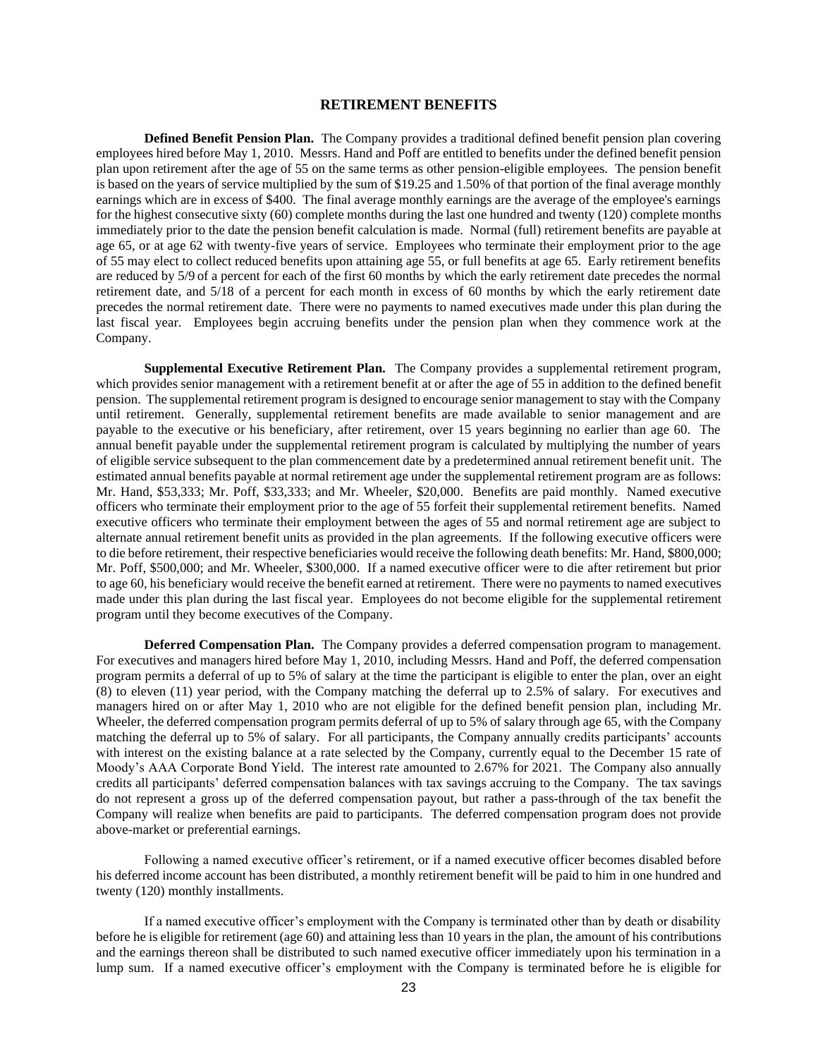## RETIREMENT BENEFITS

**Defined Benefit Pension Plan.** The Company provides a traditional defined benefit pension plan covering employees hired before May 1, 2010. Messrs. Hand and Poff are entitled to benefits under the defined benefit pension plan upon retirement after the age of 55 on the same terms as other pension-eligible employees. The pension benefit is based on the years of service multiplied by the sum of $19.25 and 1.50% of that portion of the final average monthly earnings which are in excess of $400. The final average monthly earnings are the average of the employee's earnings for the highest consecutive sixty (60) complete months during the last one hundred and twenty (120) complete months immediately prior to the date the pension benefit calculation is made. Normal (full) retirement benefits are payable at age 65, or at age 62 with twenty-five years of service. Employees who terminate their employment prior to the age of 55 may elect to collect reduced benefits upon attaining age 55, or full benefits at age 65. Early retirement benefits are reduced by 5/9 of a percent for each of the first 60 months by which the early retirement date precedes the normal retirement date, and 5/18 of a percent for each month in excess of 60 months by which the early retirement date precedes the normal retirement date. There were no payments to named executives made under this plan during the last fiscal year. Employees begin accruing benefits under the pension plan when they commence work at the Company.

**Supplemental Executive Retirement Plan.** The Company provides a supplemental retirement program, which provides senior management with a retirement benefit at or after the age of 55 in addition to the defined benefit pension. The supplemental retirement program is designed to encourage senior management to stay with the Company until retirement. Generally, supplemental retirement benefits are made available to senior management and are payable to the executive or his beneficiary, after retirement, over 15 years beginning no earlier than age 60. The annual benefit payable under the supplemental retirement program is calculated by multiplying the number of years of eligible service subsequent to the plan commencement date by a predetermined annual retirement benefit unit. The estimated annual benefits payable at normal retirement age under the supplemental retirement program are as follows: Mr. Hand, $53,333; Mr. Poff, $33,333; and Mr. Wheeler, $20,000. Benefits are paid monthly. Named executive officers who terminate their employment prior to the age of 55 forfeit their supplemental retirement benefits. Named executive officers who terminate their employment between the ages of 55 and normal retirement age are subject to alternate annual retirement benefit units as provided in the plan agreements. If the following executive officers were to die before retirement, their respective beneficiaries would receive the following death benefits: Mr. Hand, $800,000; Mr. Poff, $500,000; and Mr. Wheeler, $300,000. If a named executive officer were to die after retirement but prior to age 60, his beneficiary would receive the benefit earned at retirement. There were no payments to named executives made under this plan during the last fiscal year. Employees do not become eligible for the supplemental retirement program until they become executives of the Company.

**Deferred Compensation Plan.** The Company provides a deferred compensation program to management. For executives and managers hired before May 1, 2010, including Messrs. Hand and Poff, the deferred compensation program permits a deferral of up to 5% of salary at the time the participant is eligible to enter the plan, over an eight (8) to eleven (11) year period, with the Company matching the deferral up to 2.5% of salary. For executives and managers hired on or after May 1, 2010 who are not eligible for the defined benefit pension plan, including Mr. Wheeler, the deferred compensation program permits deferral of up to 5% of salary through age 65, with the Company matching the deferral up to 5% of salary. For all participants, the Company annually credits participants' accounts with interest on the existing balance at a rate selected by the Company, currently equal to the December 15 rate of Moody's AAA Corporate Bond Yield. The interest rate amounted to 2.67% for 2021. The Company also annually credits all participants' deferred compensation balances with tax savings accruing to the Company. The tax savings do not represent a gross up of the deferred compensation payout, but rather a pass-through of the tax benefit the Company will realize when benefits are paid to participants. The deferred compensation program does not provide above-market or preferential earnings.

Following a named executive officer's retirement, or if a named executive officer becomes disabled before his deferred income account has been distributed, a monthly retirement benefit will be paid to him in one hundred and twenty (120) monthly installments.

If a named executive officer's employment with the Company is terminated other than by death or disability before he is eligible for retirement (age 60) and attaining less than 10 years in the plan, the amount of his contributions and the earnings thereon shall be distributed to such named executive officer immediately upon his termination in a lump sum. If a named executive officer's employment with the Company is terminated before he is eligible for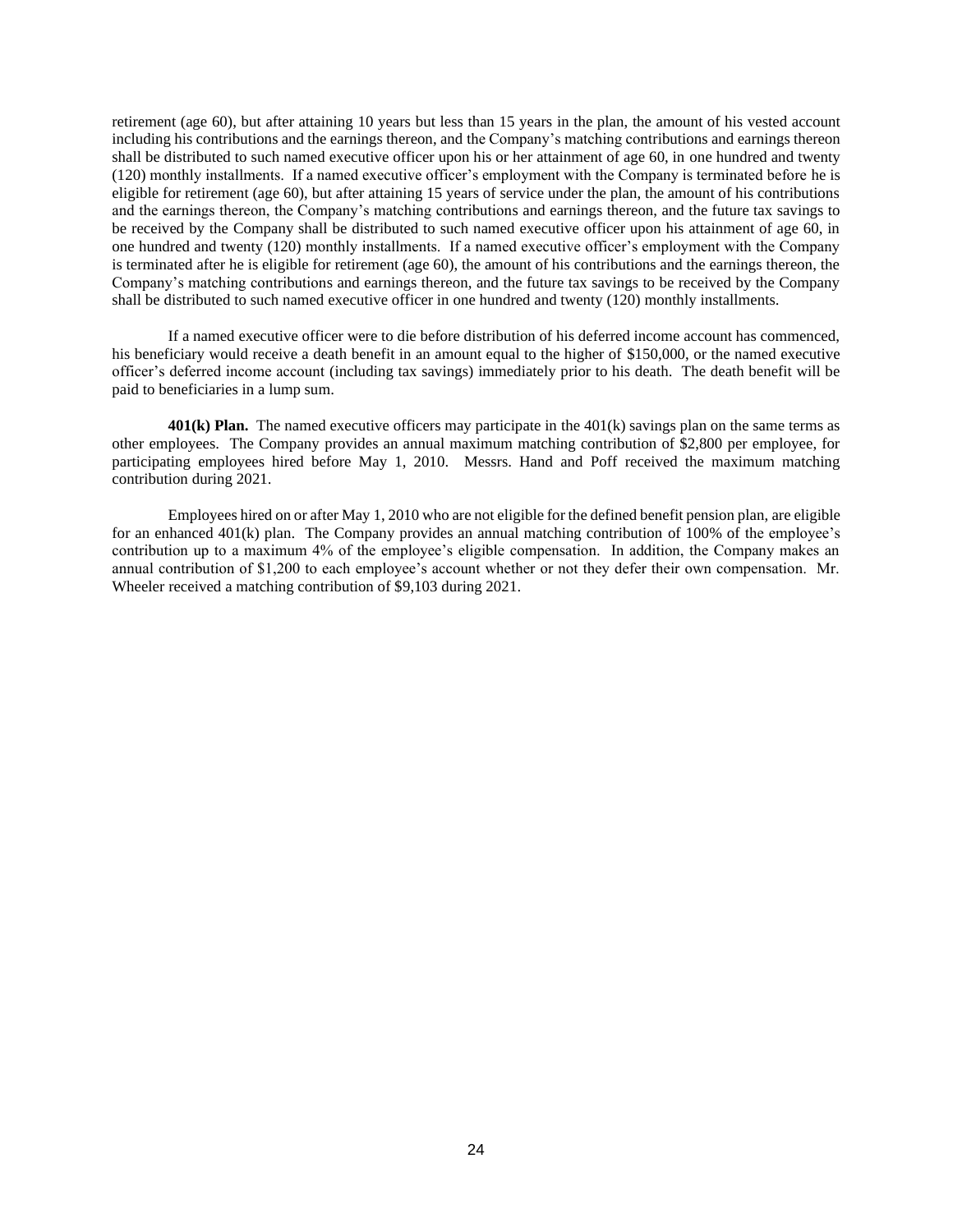retirement (age 60), but after attaining 10 years but less than 15 years in the plan, the amount of his vested account including his contributions and the earnings thereon, and the Company's matching contributions and earnings thereon shall be distributed to such named executive officer upon his or her attainment of age 60, in one hundred and twenty (120) monthly installments. If a named executive officer's employment with the Company is terminated before he is eligible for retirement (age 60), but after attaining 15 years of service under the plan, the amount of his contributions and the earnings thereon, the Company's matching contributions and earnings thereon, and the future tax savings to be received by the Company shall be distributed to such named executive officer upon his attainment of age 60, in one hundred and twenty (120) monthly installments. If a named executive officer's employment with the Company is terminated after he is eligible for retirement (age 60), the amount of his contributions and the earnings thereon, the Company's matching contributions and earnings thereon, and the future tax savings to be received by the Company shall be distributed to such named executive officer in one hundred and twenty (120) monthly installments.

If a named executive officer were to die before distribution of his deferred income account has commenced, his beneficiary would receive a death benefit in an amount equal to the higher of $150,000, or the named executive officer's deferred income account (including tax savings) immediately prior to his death. The death benefit will be paid to beneficiaries in a lump sum.

**401(k) Plan.** The named executive officers may participate in the 401(k) savings plan on the same terms as other employees. The Company provides an annual maximum matching contribution of $2,800 per employee, for participating employees hired before May 1, 2010. Messrs. Hand and Poff received the maximum matching contribution during 2021.

Employees hired on or after May 1, 2010 who are not eligible for the defined benefit pension plan, are eligible for an enhanced 401(k) plan. The Company provides an annual matching contribution of 100% of the employee's contribution up to a maximum 4% of the employee's eligible compensation. In addition, the Company makes an annual contribution of $1,200 to each employee's account whether or not they defer their own compensation. Mr. Wheeler received a matching contribution of $9,103 during 2021.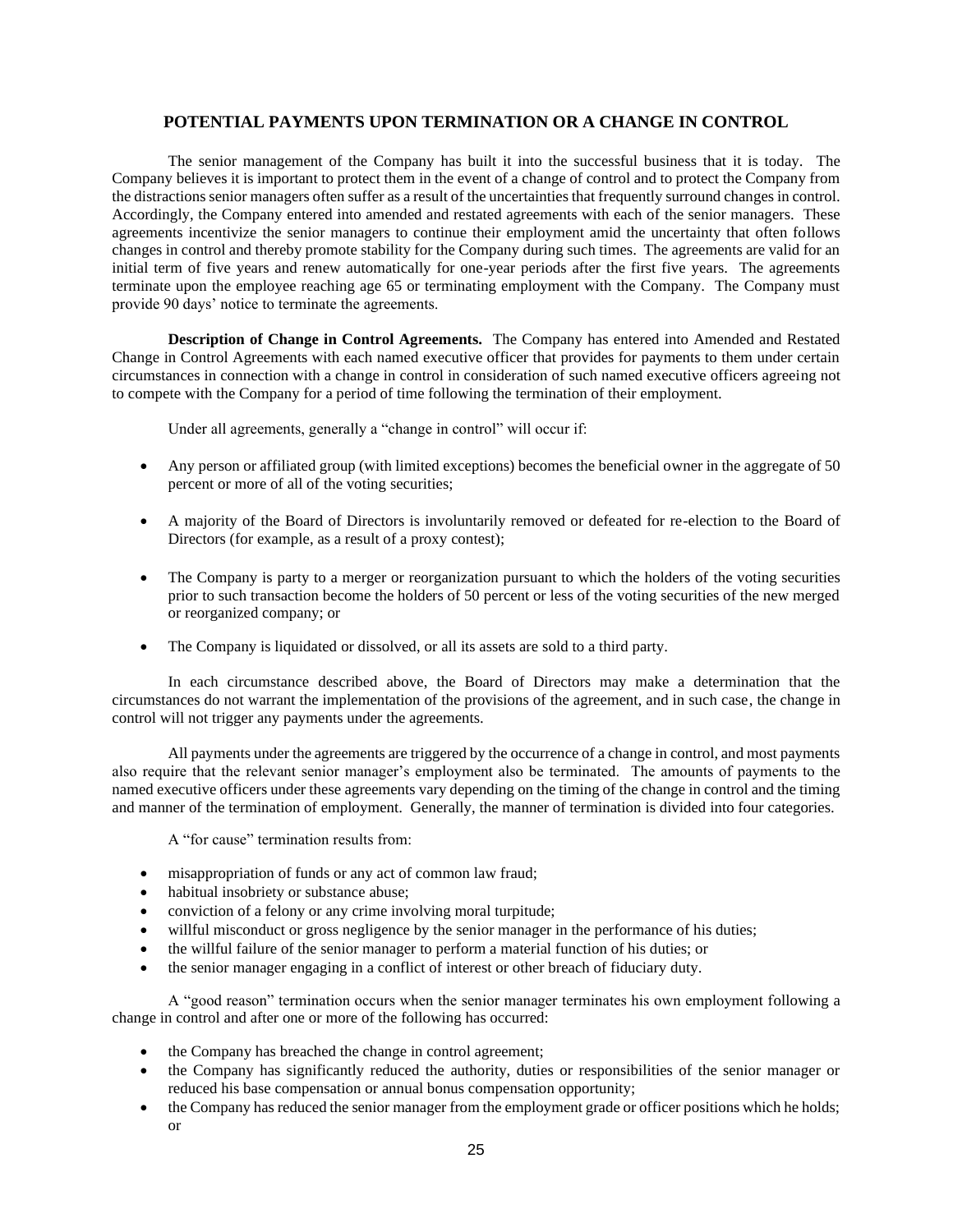## POTENTIAL PAYMENTS UPON TERMINATION OR A CHANGE IN CONTROL

The senior management of the Company has built it into the successful business that it is today. The Company believes it is important to protect them in the event of a change of control and to protect the Company from the distractions senior managers often suffer as a result of the uncertainties that frequently surround changes in control. Accordingly, the Company entered into amended and restated agreements with each of the senior managers. These agreements incentivize the senior managers to continue their employment amid the uncertainty that often follows changes in control and thereby promote stability for the Company during such times. The agreements are valid for an initial term of five years and renew automatically for one-year periods after the first five years. The agreements terminate upon the employee reaching age 65 or terminating employment with the Company. The Company must provide 90 days' notice to terminate the agreements.

**Description of Change in Control Agreements.** The Company has entered into Amended and Restated Change in Control Agreements with each named executive officer that provides for payments to them under certain circumstances in connection with a change in control in consideration of such named executive officers agreeing not to compete with the Company for a period of time following the termination of their employment.

Under all agreements, generally a "change in control" will occur if:

- Any person or affiliated group (with limited exceptions) becomes the beneficial owner in the aggregate of 50 percent or more of all of the voting securities;

- A majority of the Board of Directors is involuntarily removed or defeated for re-election to the Board of Directors (for example, as a result of a proxy contest);

- The Company is party to a merger or reorganization pursuant to which the holders of the voting securities prior to such transaction become the holders of 50 percent or less of the voting securities of the new merged or reorganized company; or

- The Company is liquidated or dissolved, or all its assets are sold to a third party.

In each circumstance described above, the Board of Directors may make a determination that the circumstances do not warrant the implementation of the provisions of the agreement, and in such case, the change in control will not trigger any payments under the agreements.

All payments under the agreements are triggered by the occurrence of a change in control, and most payments also require that the relevant senior manager's employment also be terminated. The amounts of payments to the named executive officers under these agreements vary depending on the timing of the change in control and the timing and manner of the termination of employment. Generally, the manner of termination is divided into four categories.

A "for cause" termination results from:

- misappropriation of funds or any act of common law fraud;
- habitual insobriety or substance abuse;
- conviction of a felony or any crime involving moral turpitude;
- willful misconduct or gross negligence by the senior manager in the performance of his duties;
- the willful failure of the senior manager to perform a material function of his duties; or
- the senior manager engaging in a conflict of interest or other breach of fiduciary duty.

A "good reason" termination occurs when the senior manager terminates his own employment following a change in control and after one or more of the following has occurred:

- the Company has breached the change in control agreement;
- the Company has significantly reduced the authority, duties or responsibilities of the senior manager or reduced his base compensation or annual bonus compensation opportunity;
- the Company has reduced the senior manager from the employment grade or officer positions which he holds; or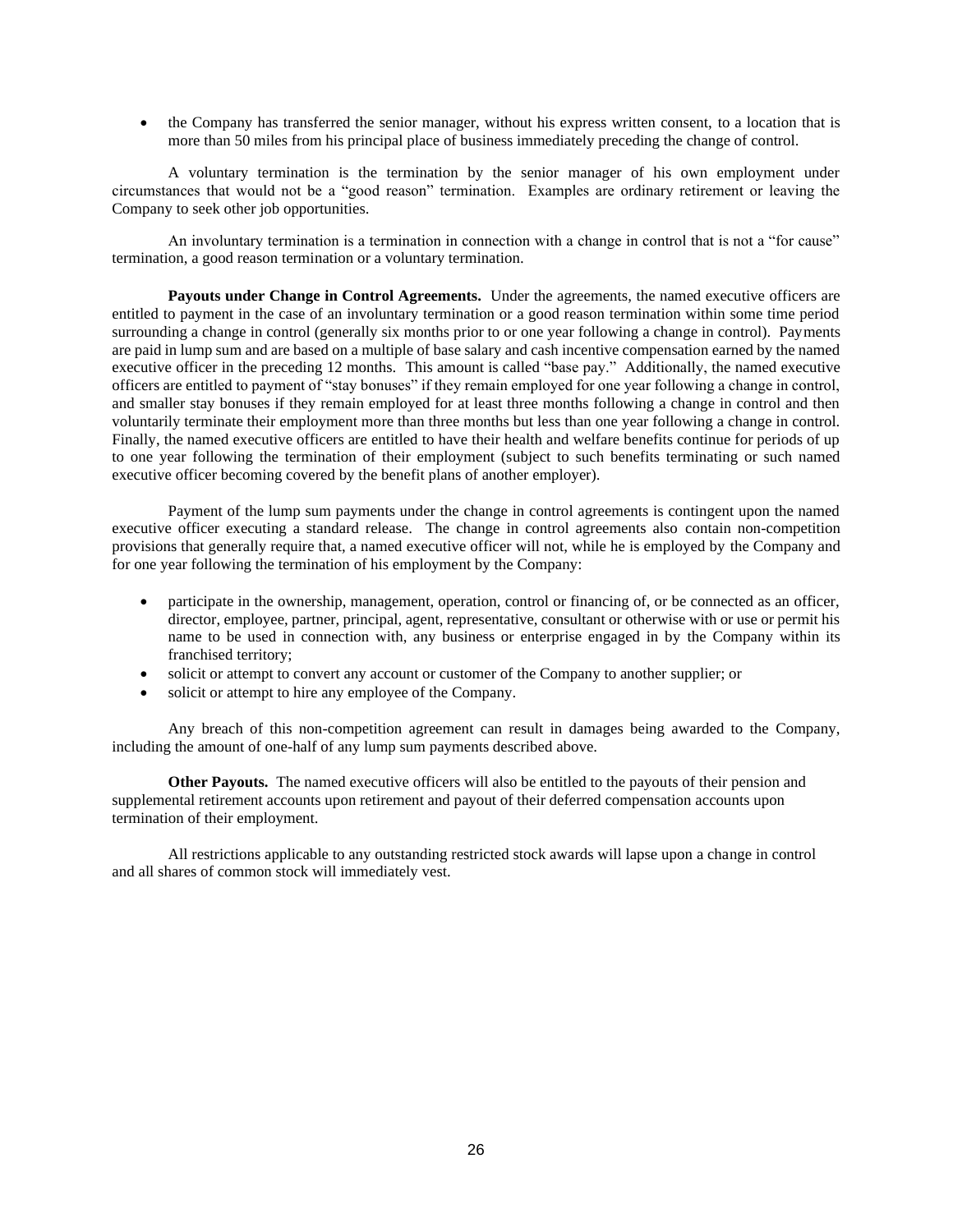- the Company has transferred the senior manager, without his express written consent, to a location that is more than 50 miles from his principal place of business immediately preceding the change of control.

A voluntary termination is the termination by the senior manager of his own employment under circumstances that would not be a "good reason" termination. Examples are ordinary retirement or leaving the Company to seek other job opportunities.

An involuntary termination is a termination in connection with a change in control that is not a "for cause" termination, a good reason termination or a voluntary termination.

**Payouts under Change in Control Agreements.** Under the agreements, the named executive officers are entitled to payment in the case of an involuntary termination or a good reason termination within some time period surrounding a change in control (generally six months prior to or one year following a change in control). Payments are paid in lump sum and are based on a multiple of base salary and cash incentive compensation earned by the named executive officer in the preceding 12 months. This amount is called "base pay." Additionally, the named executive officers are entitled to payment of "stay bonuses" if they remain employed for one year following a change in control, and smaller stay bonuses if they remain employed for at least three months following a change in control and then voluntarily terminate their employment more than three months but less than one year following a change in control. Finally, the named executive officers are entitled to have their health and welfare benefits continue for periods of up to one year following the termination of their employment (subject to such benefits terminating or such named executive officer becoming covered by the benefit plans of another employer).

Payment of the lump sum payments under the change in control agreements is contingent upon the named executive officer executing a standard release. The change in control agreements also contain non-competition provisions that generally require that, a named executive officer will not, while he is employed by the Company and for one year following the termination of his employment by the Company:

- participate in the ownership, management, operation, control or financing of, or be connected as an officer, director, employee, partner, principal, agent, representative, consultant or otherwise with or use or permit his name to be used in connection with, any business or enterprise engaged in by the Company within its franchised territory;
- solicit or attempt to convert any account or customer of the Company to another supplier; or
- solicit or attempt to hire any employee of the Company.

Any breach of this non-competition agreement can result in damages being awarded to the Company, including the amount of one-half of any lump sum payments described above.

**Other Payouts.** The named executive officers will also be entitled to the payouts of their pension and supplemental retirement accounts upon retirement and payout of their deferred compensation accounts upon termination of their employment.

All restrictions applicable to any outstanding restricted stock awards will lapse upon a change in control and all shares of common stock will immediately vest.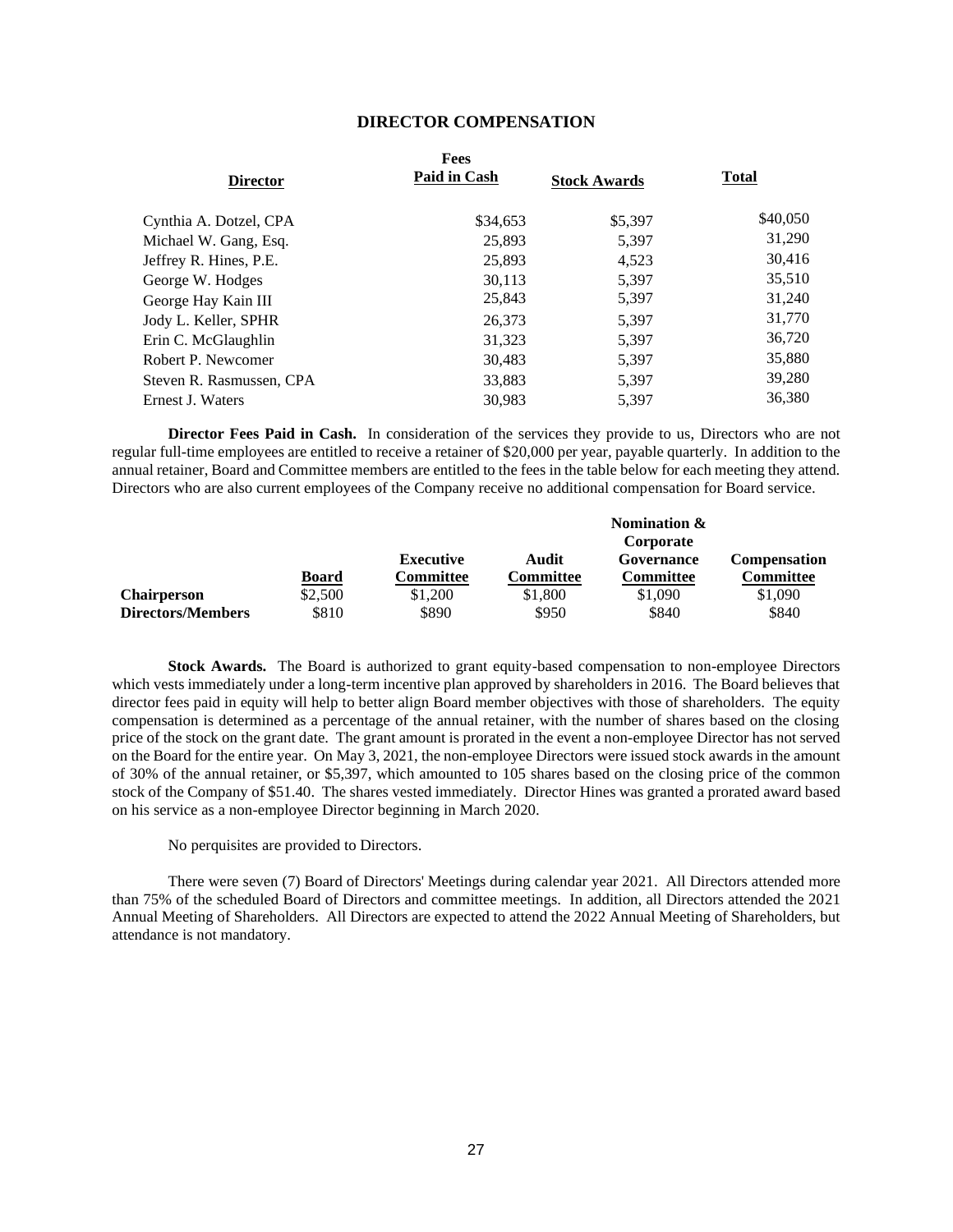## DIRECTOR COMPENSATION

| Director | Fees Paid in Cash | Stock Awards | Total |
|---|---|---|---|
| Cynthia A. Dotzel, CPA | $34,653 | $5,397 | $40,050 |
| Michael W. Gang, Esq. | 25,893 | 5,397 | 31,290 |
| Jeffrey R. Hines, P.E. | 25,893 | 4,523 | 30,416 |
| George W. Hodges | 30,113 | 5,397 | 35,510 |
| George Hay Kain III | 25,843 | 5,397 | 31,240 |
| Jody L. Keller, SPHR | 26,373 | 5,397 | 31,770 |
| Erin C. McGlaughlin | 31,323 | 5,397 | 36,720 |
| Robert P. Newcomer | 30,483 | 5,397 | 35,880 |
| Steven R. Rasmussen, CPA | 33,883 | 5,397 | 39,280 |
| Ernest J. Waters | 30,983 | 5,397 | 36,380 |

**Director Fees Paid in Cash.** In consideration of the services they provide to us, Directors who are not regular full-time employees are entitled to receive a retainer of $20,000 per year, payable quarterly. In addition to the annual retainer, Board and Committee members are entitled to the fees in the table below for each meeting they attend. Directors who are also current employees of the Company receive no additional compensation for Board service.

| | Board | Executive Committee | Audit Committee | Nomination & Corporate Governance Committee | Compensation Committee |
|---|---|---|---|---|---|
| **Chairperson** | $2,500 | $1,200 | $1,800 | $1,090 | $1,090 |
| **Directors/Members** | $810 | $890 | $950 | $840 | $840 |

**Stock Awards.** The Board is authorized to grant equity-based compensation to non-employee Directors which vests immediately under a long-term incentive plan approved by shareholders in 2016. The Board believes that director fees paid in equity will help to better align Board member objectives with those of shareholders. The equity compensation is determined as a percentage of the annual retainer, with the number of shares based on the closing price of the stock on the grant date. The grant amount is prorated in the event a non-employee Director has not served on the Board for the entire year. On May 3, 2021, the non-employee Directors were issued stock awards in the amount of 30% of the annual retainer, or $5,397, which amounted to 105 shares based on the closing price of the common stock of the Company of $51.40. The shares vested immediately. Director Hines was granted a prorated award based on his service as a non-employee Director beginning in March 2020.

No perquisites are provided to Directors.

There were seven (7) Board of Directors' Meetings during calendar year 2021. All Directors attended more than 75% of the scheduled Board of Directors and committee meetings. In addition, all Directors attended the 2021 Annual Meeting of Shareholders. All Directors are expected to attend the 2022 Annual Meeting of Shareholders, but attendance is not mandatory.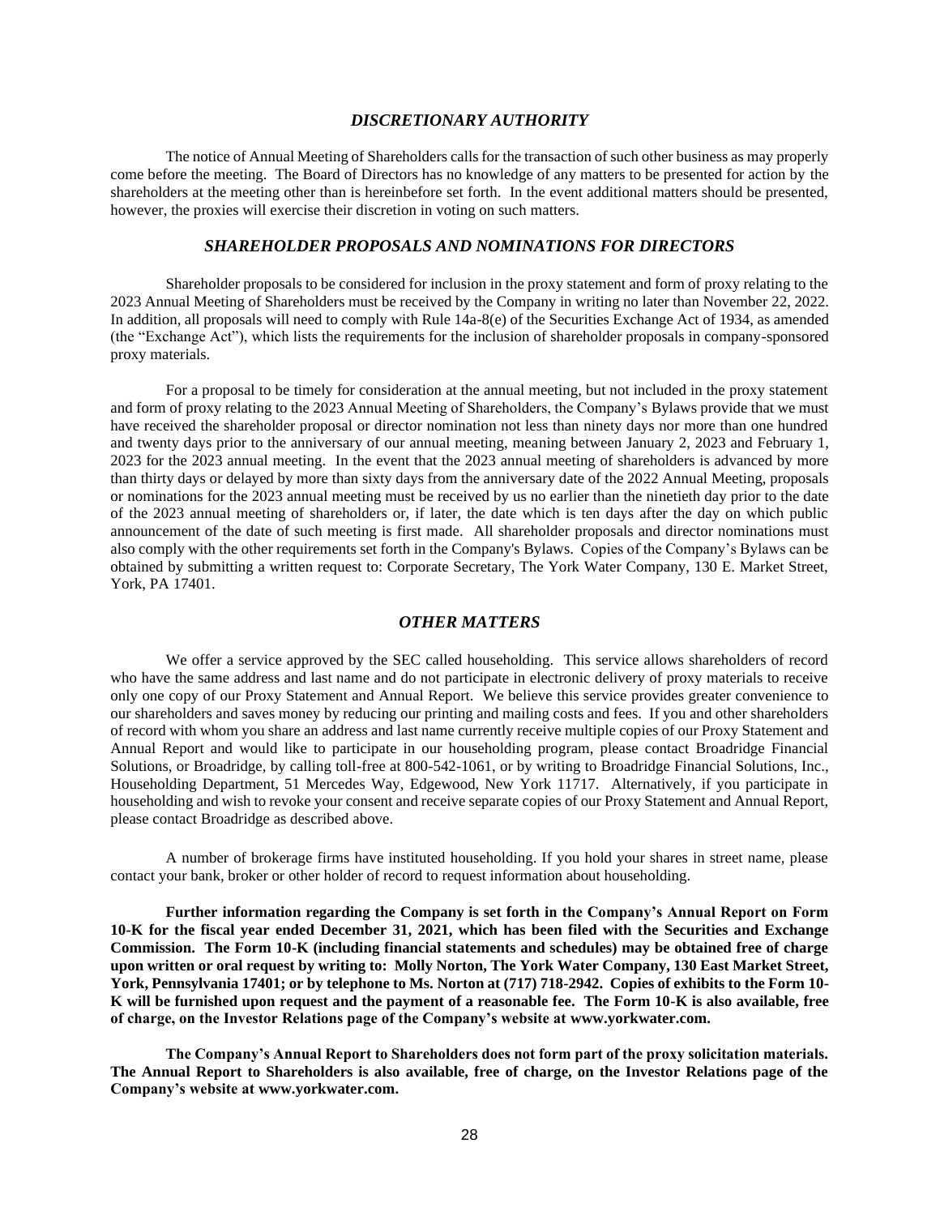### *DISCRETIONARY AUTHORITY*

The notice of Annual Meeting of Shareholders calls for the transaction of such other business as may properly come before the meeting. The Board of Directors has no knowledge of any matters to be presented for action by the shareholders at the meeting other than is hereinbefore set forth. In the event additional matters should be presented, however, the proxies will exercise their discretion in voting on such matters.

### *SHAREHOLDER PROPOSALS AND NOMINATIONS FOR DIRECTORS*

Shareholder proposals to be considered for inclusion in the proxy statement and form of proxy relating to the 2023 Annual Meeting of Shareholders must be received by the Company in writing no later than November 22, 2022. In addition, all proposals will need to comply with Rule 14a-8(e) of the Securities Exchange Act of 1934, as amended (the "Exchange Act"), which lists the requirements for the inclusion of shareholder proposals in company-sponsored proxy materials.

For a proposal to be timely for consideration at the annual meeting, but not included in the proxy statement and form of proxy relating to the 2023 Annual Meeting of Shareholders, the Company's Bylaws provide that we must have received the shareholder proposal or director nomination not less than ninety days nor more than one hundred and twenty days prior to the anniversary of our annual meeting, meaning between January 2, 2023 and February 1, 2023 for the 2023 annual meeting. In the event that the 2023 annual meeting of shareholders is advanced by more than thirty days or delayed by more than sixty days from the anniversary date of the 2022 Annual Meeting, proposals or nominations for the 2023 annual meeting must be received by us no earlier than the ninetieth day prior to the date of the 2023 annual meeting of shareholders or, if later, the date which is ten days after the day on which public announcement of the date of such meeting is first made. All shareholder proposals and director nominations must also comply with the other requirements set forth in the Company's Bylaws. Copies of the Company's Bylaws can be obtained by submitting a written request to: Corporate Secretary, The York Water Company, 130 E. Market Street, York, PA 17401.

### *OTHER MATTERS*

We offer a service approved by the SEC called householding. This service allows shareholders of record who have the same address and last name and do not participate in electronic delivery of proxy materials to receive only one copy of our Proxy Statement and Annual Report. We believe this service provides greater convenience to our shareholders and saves money by reducing our printing and mailing costs and fees. If you and other shareholders of record with whom you share an address and last name currently receive multiple copies of our Proxy Statement and Annual Report and would like to participate in our householding program, please contact Broadridge Financial Solutions, or Broadridge, by calling toll-free at 800-542-1061, or by writing to Broadridge Financial Solutions, Inc., Householding Department, 51 Mercedes Way, Edgewood, New York 11717. Alternatively, if you participate in householding and wish to revoke your consent and receive separate copies of our Proxy Statement and Annual Report, please contact Broadridge as described above.

A number of brokerage firms have instituted householding. If you hold your shares in street name, please contact your bank, broker or other holder of record to request information about householding.

**Further information regarding the Company is set forth in the Company's Annual Report on Form 10-K for the fiscal year ended December 31, 2021, which has been filed with the Securities and Exchange Commission. The Form 10-K (including financial statements and schedules) may be obtained free of charge upon written or oral request by writing to: Molly Norton, The York Water Company, 130 East Market Street, York, Pennsylvania 17401; or by telephone to Ms. Norton at (717) 718-2942. Copies of exhibits to the Form 10-K will be furnished upon request and the payment of a reasonable fee. The Form 10-K is also available, free of charge, on the Investor Relations page of the Company's website at www.yorkwater.com.**

**The Company's Annual Report to Shareholders does not form part of the proxy solicitation materials. The Annual Report to Shareholders is also available, free of charge, on the Investor Relations page of the Company's website at www.yorkwater.com.**